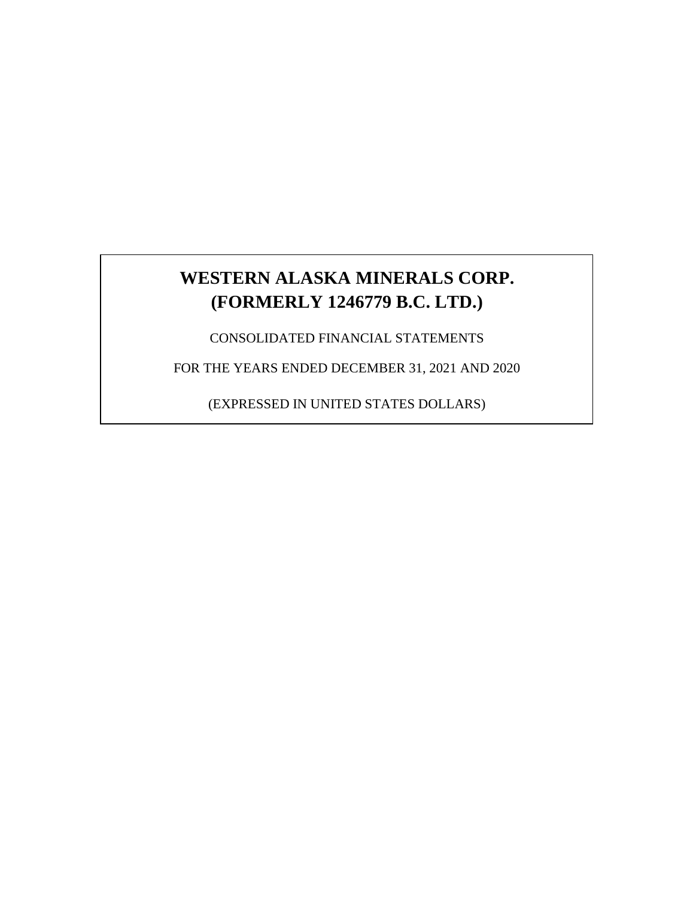# WESTERN ALASKA MINERALS CORP.
# (FORMERLY 1246779 B.C. LTD.)

CONSOLIDATED FINANCIAL STATEMENTS

FOR THE YEARS ENDED DECEMBER 31, 2021 AND 2020

(EXPRESSED IN UNITED STATES DOLLARS)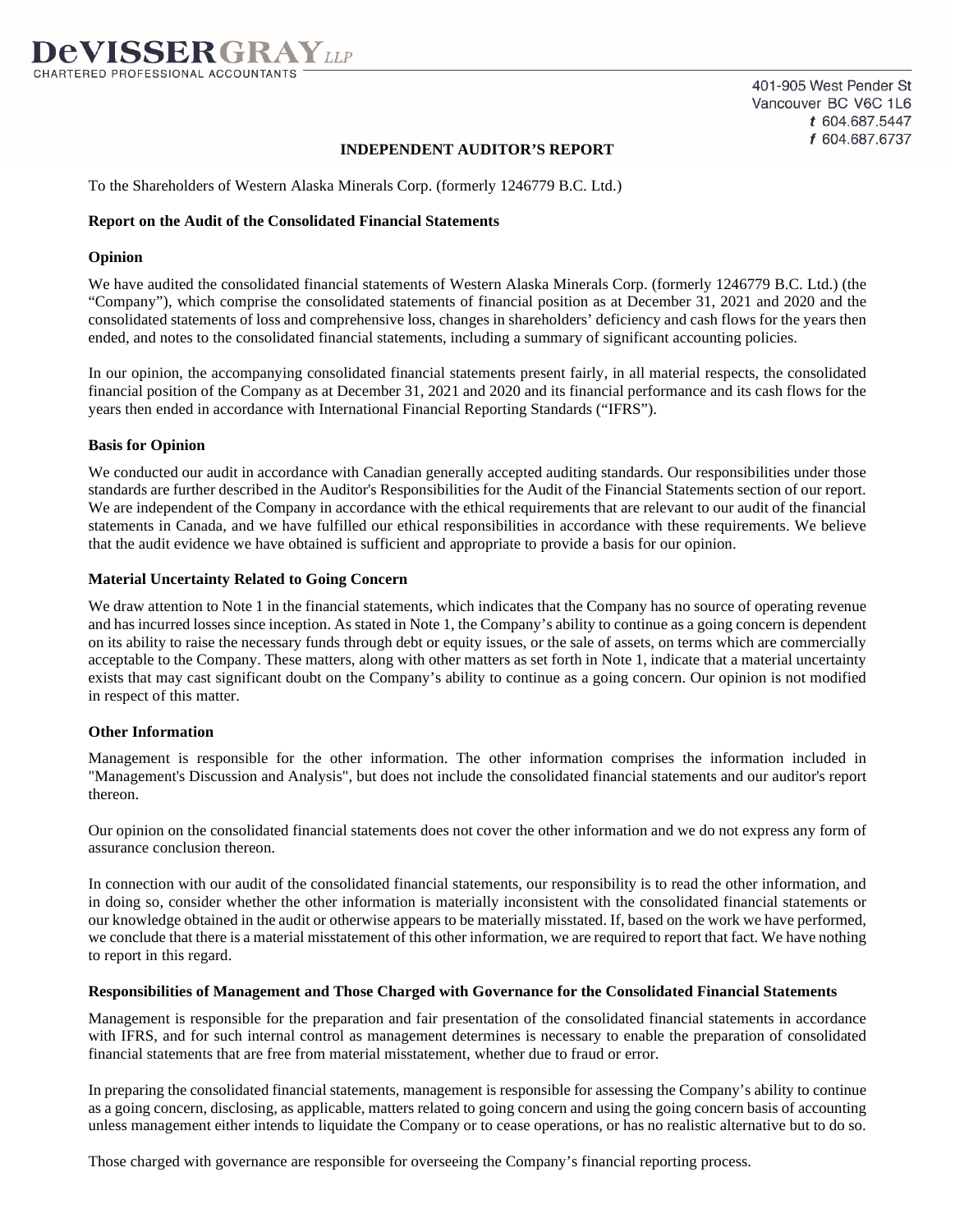**DeVISSERGRAY** *LLP*
CHARTERED PROFESSIONAL ACCOUNTANTS

401-905 West Pender St
Vancouver BC V6C 1L6
*t* 604.687.5447
*f* 604.687.6737

# INDEPENDENT AUDITOR'S REPORT

To the Shareholders of Western Alaska Minerals Corp. (formerly 1246779 B.C. Ltd.)

## Report on the Audit of the Consolidated Financial Statements

### Opinion

We have audited the consolidated financial statements of Western Alaska Minerals Corp. (formerly 1246779 B.C. Ltd.) (the "Company"), which comprise the consolidated statements of financial position as at December 31, 2021 and 2020 and the consolidated statements of loss and comprehensive loss, changes in shareholders' deficiency and cash flows for the years then ended, and notes to the consolidated financial statements, including a summary of significant accounting policies.

In our opinion, the accompanying consolidated financial statements present fairly, in all material respects, the consolidated financial position of the Company as at December 31, 2021 and 2020 and its financial performance and its cash flows for the years then ended in accordance with International Financial Reporting Standards ("IFRS").

### Basis for Opinion

We conducted our audit in accordance with Canadian generally accepted auditing standards. Our responsibilities under those standards are further described in the Auditor's Responsibilities for the Audit of the Financial Statements section of our report. We are independent of the Company in accordance with the ethical requirements that are relevant to our audit of the financial statements in Canada, and we have fulfilled our ethical responsibilities in accordance with these requirements. We believe that the audit evidence we have obtained is sufficient and appropriate to provide a basis for our opinion.

### Material Uncertainty Related to Going Concern

We draw attention to Note 1 in the financial statements, which indicates that the Company has no source of operating revenue and has incurred losses since inception. As stated in Note 1, the Company's ability to continue as a going concern is dependent on its ability to raise the necessary funds through debt or equity issues, or the sale of assets, on terms which are commercially acceptable to the Company. These matters, along with other matters as set forth in Note 1, indicate that a material uncertainty exists that may cast significant doubt on the Company's ability to continue as a going concern. Our opinion is not modified in respect of this matter.

### Other Information

Management is responsible for the other information. The other information comprises the information included in "Management's Discussion and Analysis", but does not include the consolidated financial statements and our auditor's report thereon.

Our opinion on the consolidated financial statements does not cover the other information and we do not express any form of assurance conclusion thereon.

In connection with our audit of the consolidated financial statements, our responsibility is to read the other information, and in doing so, consider whether the other information is materially inconsistent with the consolidated financial statements or our knowledge obtained in the audit or otherwise appears to be materially misstated. If, based on the work we have performed, we conclude that there is a material misstatement of this other information, we are required to report that fact. We have nothing to report in this regard.

### Responsibilities of Management and Those Charged with Governance for the Consolidated Financial Statements

Management is responsible for the preparation and fair presentation of the consolidated financial statements in accordance with IFRS, and for such internal control as management determines is necessary to enable the preparation of consolidated financial statements that are free from material misstatement, whether due to fraud or error.

In preparing the consolidated financial statements, management is responsible for assessing the Company's ability to continue as a going concern, disclosing, as applicable, matters related to going concern and using the going concern basis of accounting unless management either intends to liquidate the Company or to cease operations, or has no realistic alternative but to do so.

Those charged with governance are responsible for overseeing the Company's financial reporting process.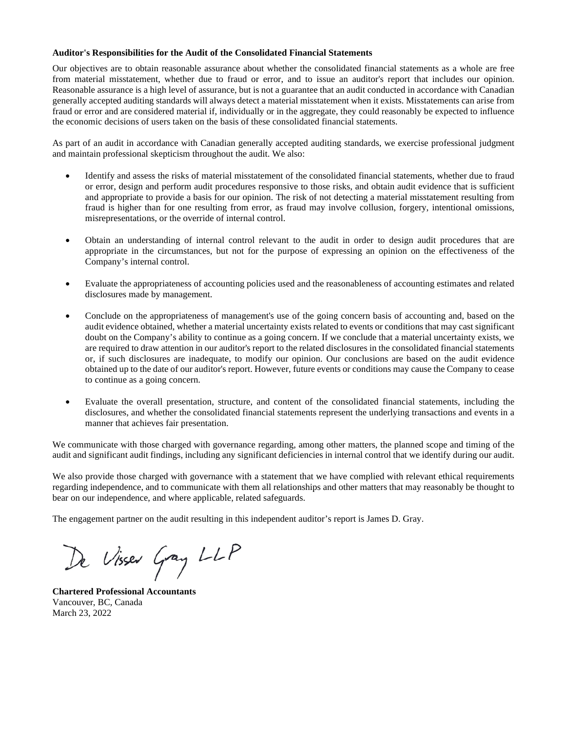**Auditor's Responsibilities for the Audit of the Consolidated Financial Statements**

Our objectives are to obtain reasonable assurance about whether the consolidated financial statements as a whole are free from material misstatement, whether due to fraud or error, and to issue an auditor's report that includes our opinion. Reasonable assurance is a high level of assurance, but is not a guarantee that an audit conducted in accordance with Canadian generally accepted auditing standards will always detect a material misstatement when it exists. Misstatements can arise from fraud or error and are considered material if, individually or in the aggregate, they could reasonably be expected to influence the economic decisions of users taken on the basis of these consolidated financial statements.

As part of an audit in accordance with Canadian generally accepted auditing standards, we exercise professional judgment and maintain professional skepticism throughout the audit. We also:

- Identify and assess the risks of material misstatement of the consolidated financial statements, whether due to fraud or error, design and perform audit procedures responsive to those risks, and obtain audit evidence that is sufficient and appropriate to provide a basis for our opinion. The risk of not detecting a material misstatement resulting from fraud is higher than for one resulting from error, as fraud may involve collusion, forgery, intentional omissions, misrepresentations, or the override of internal control.

- Obtain an understanding of internal control relevant to the audit in order to design audit procedures that are appropriate in the circumstances, but not for the purpose of expressing an opinion on the effectiveness of the Company's internal control.

- Evaluate the appropriateness of accounting policies used and the reasonableness of accounting estimates and related disclosures made by management.

- Conclude on the appropriateness of management's use of the going concern basis of accounting and, based on the audit evidence obtained, whether a material uncertainty exists related to events or conditions that may cast significant doubt on the Company's ability to continue as a going concern. If we conclude that a material uncertainty exists, we are required to draw attention in our auditor's report to the related disclosures in the consolidated financial statements or, if such disclosures are inadequate, to modify our opinion. Our conclusions are based on the audit evidence obtained up to the date of our auditor's report. However, future events or conditions may cause the Company to cease to continue as a going concern.

- Evaluate the overall presentation, structure, and content of the consolidated financial statements, including the disclosures, and whether the consolidated financial statements represent the underlying transactions and events in a manner that achieves fair presentation.

We communicate with those charged with governance regarding, among other matters, the planned scope and timing of the audit and significant audit findings, including any significant deficiencies in internal control that we identify during our audit.

We also provide those charged with governance with a statement that we have complied with relevant ethical requirements regarding independence, and to communicate with them all relationships and other matters that may reasonably be thought to bear on our independence, and where applicable, related safeguards.

The engagement partner on the audit resulting in this independent auditor's report is James D. Gray.

De Visser Gray LLP

**Chartered Professional Accountants**
Vancouver, BC, Canada
March 23, 2022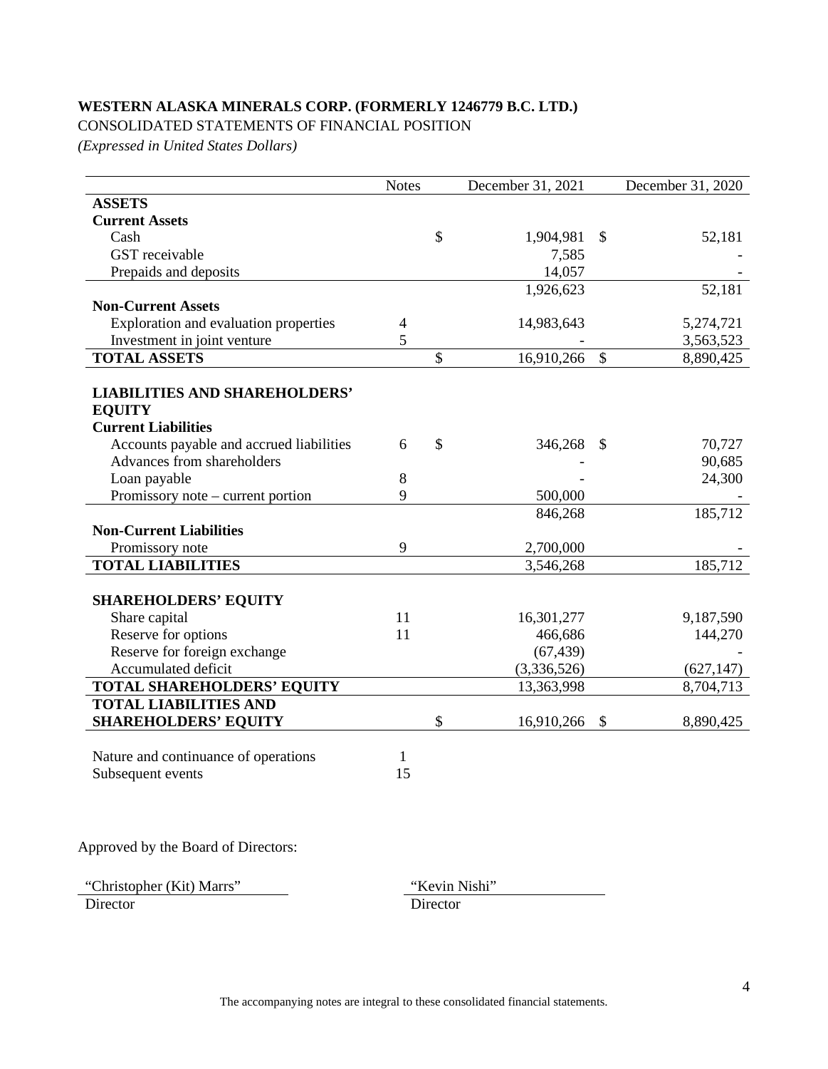**WESTERN ALASKA MINERALS CORP. (FORMERLY 1246779 B.C. LTD.)**

CONSOLIDATED STATEMENTS OF FINANCIAL POSITION

*(Expressed in United States Dollars)*

| | Notes | December 31, 2021 | December 31, 2020 |
|---|---|---|---|
| **ASSETS** | | | |
| **Current Assets** | | | |
| Cash | | $ 1,904,981 | $ 52,181 |
| GST receivable | | 7,585 | - |
| Prepaids and deposits | | 14,057 | - |
| | | 1,926,623 | 52,181 |
| **Non-Current Assets** | | | |
| Exploration and evaluation properties | 4 | 14,983,643 | 5,274,721 |
| Investment in joint venture | 5 | - | 3,563,523 |
| **TOTAL ASSETS** | | $ 16,910,266 | $ 8,890,425 |
| | | | |
| **LIABILITIES AND SHAREHOLDERS' EQUITY** | | | |
| **Current Liabilities** | | | |
| Accounts payable and accrued liabilities | 6 | $ 346,268 | $ 70,727 |
| Advances from shareholders | | - | 90,685 |
| Loan payable | 8 | - | 24,300 |
| Promissory note – current portion | 9 | 500,000 | - |
| | | 846,268 | 185,712 |
| **Non-Current Liabilities** | | | |
| Promissory note | 9 | 2,700,000 | - |
| **TOTAL LIABILITIES** | | 3,546,268 | 185,712 |
| | | | |
| **SHAREHOLDERS' EQUITY** | | | |
| Share capital | 11 | 16,301,277 | 9,187,590 |
| Reserve for options | 11 | 466,686 | 144,270 |
| Reserve for foreign exchange | | (67,439) | - |
| Accumulated deficit | | (3,336,526) | (627,147) |
| **TOTAL SHAREHOLDERS' EQUITY** | | 13,363,998 | 8,704,713 |
| **TOTAL LIABILITIES AND SHAREHOLDERS' EQUITY** | | $ 16,910,266 | $ 8,890,425 |
| | | | |
| Nature and continuance of operations | 1 | | |
| Subsequent events | 15 | | |

Approved by the Board of Directors:

| "Christopher (Kit) Marrs" | "Kevin Nishi" |
|---|---|
| Director | Director |

The accompanying notes are integral to these consolidated financial statements.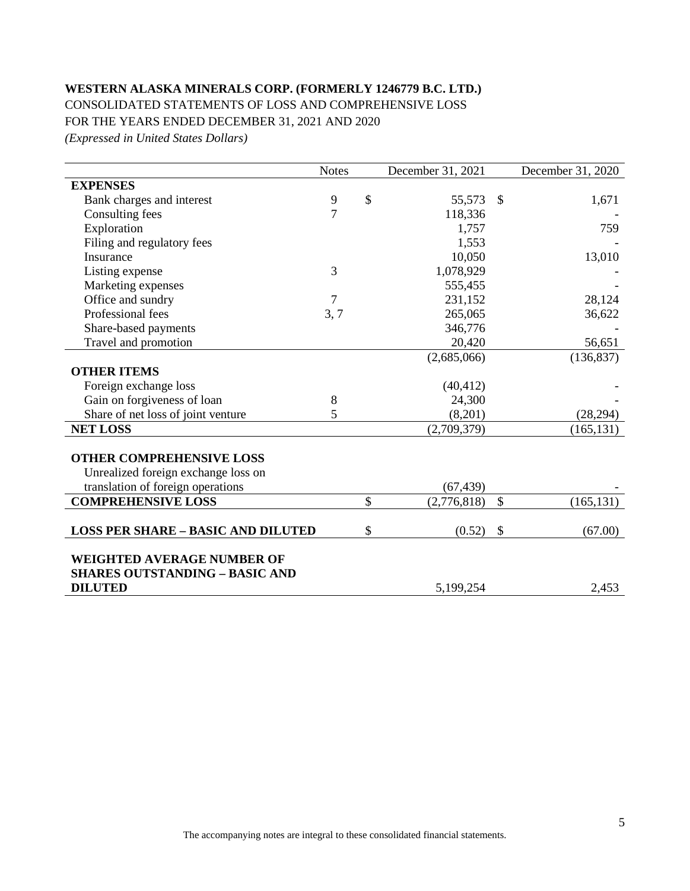**WESTERN ALASKA MINERALS CORP. (FORMERLY 1246779 B.C. LTD.)**

CONSOLIDATED STATEMENTS OF LOSS AND COMPREHENSIVE LOSS

FOR THE YEARS ENDED DECEMBER 31, 2021 AND 2020

*(Expressed in United States Dollars)*

| | Notes | December 31, 2021 | December 31, 2020 |
|---|---|---|---|
| **EXPENSES** | | | |
| Bank charges and interest | 9 | $ 55,573 | $ 1,671 |
| Consulting fees | 7 | 118,336 | - |
| Exploration | | 1,757 | 759 |
| Filing and regulatory fees | | 1,553 | - |
| Insurance | | 10,050 | 13,010 |
| Listing expense | 3 | 1,078,929 | - |
| Marketing expenses | | 555,455 | - |
| Office and sundry | 7 | 231,152 | 28,124 |
| Professional fees | 3, 7 | 265,065 | 36,622 |
| Share-based payments | | 346,776 | - |
| Travel and promotion | | 20,420 | 56,651 |
| | | (2,685,066) | (136,837) |
| **OTHER ITEMS** | | | |
| Foreign exchange loss | | (40,412) | - |
| Gain on forgiveness of loan | 8 | 24,300 | - |
| Share of net loss of joint venture | 5 | (8,201) | (28,294) |
| **NET LOSS** | | (2,709,379) | (165,131) |
| | | | |
| **OTHER COMPREHENSIVE LOSS** | | | |
| Unrealized foreign exchange loss on translation of foreign operations | | (67,439) | - |
| **COMPREHENSIVE LOSS** | | $ (2,776,818) | $ (165,131) |
| | | | |
| **LOSS PER SHARE – BASIC AND DILUTED** | | $ (0.52) | $ (67.00) |
| | | | |
| **WEIGHTED AVERAGE NUMBER OF SHARES OUTSTANDING – BASIC AND DILUTED** | | 5,199,254 | 2,453 |

The accompanying notes are integral to these consolidated financial statements.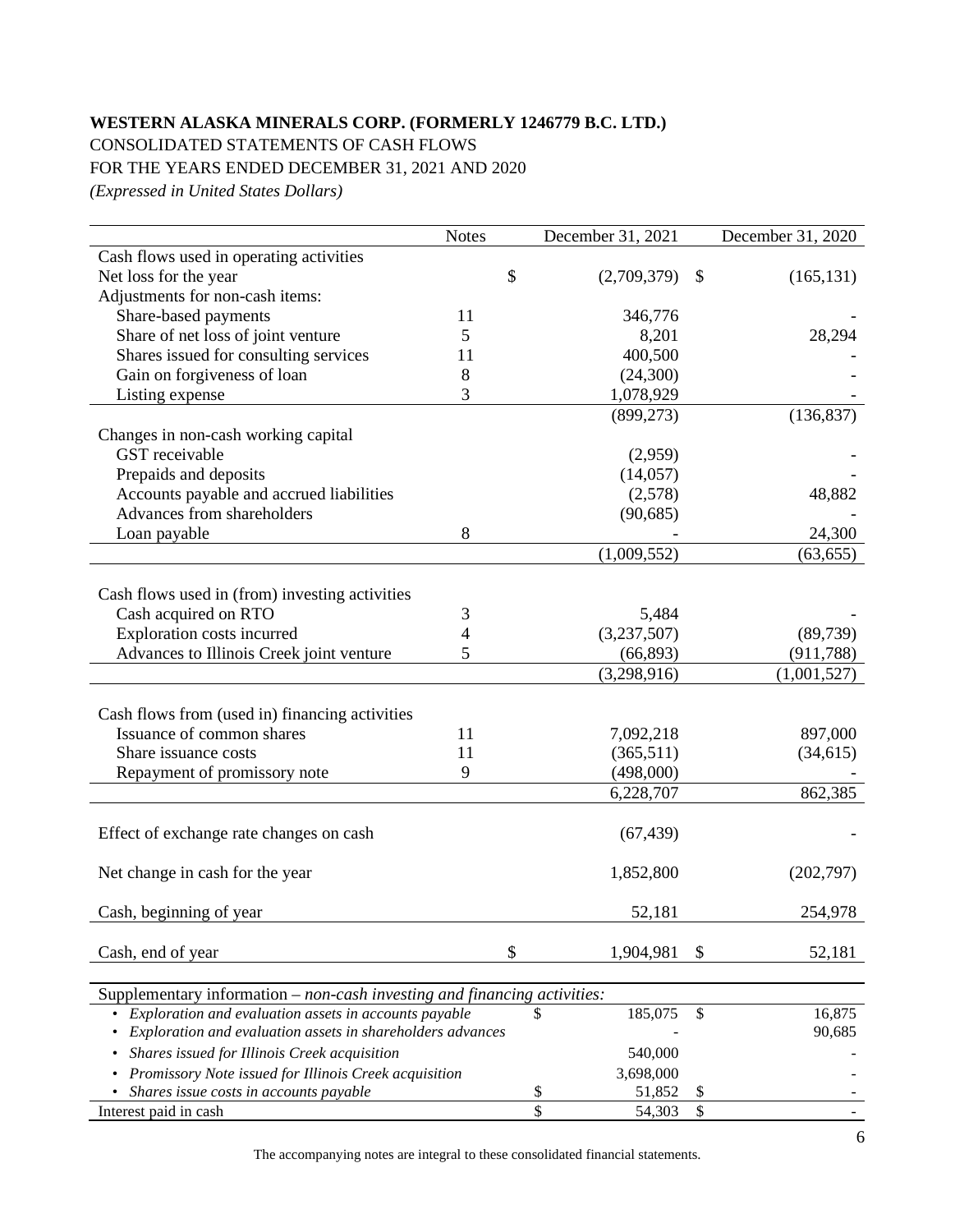**WESTERN ALASKA MINERALS CORP. (FORMERLY 1246779 B.C. LTD.)**

CONSOLIDATED STATEMENTS OF CASH FLOWS

FOR THE YEARS ENDED DECEMBER 31, 2021 AND 2020

*(Expressed in United States Dollars)*

| | Notes | December 31, 2021 | December 31, 2020 |
|---|---|---|---|
| Cash flows used in operating activities | | | |
| Net loss for the year | | $ (2,709,379) | $ (165,131) |
| Adjustments for non-cash items: | | | |
| Share-based payments | 11 | 346,776 | - |
| Share of net loss of joint venture | 5 | 8,201 | 28,294 |
| Shares issued for consulting services | 11 | 400,500 | - |
| Gain on forgiveness of loan | 8 | (24,300) | - |
| Listing expense | 3 | 1,078,929 | - |
| | | (899,273) | (136,837) |
| Changes in non-cash working capital | | | |
| GST receivable | | (2,959) | - |
| Prepaids and deposits | | (14,057) | - |
| Accounts payable and accrued liabilities | | (2,578) | 48,882 |
| Advances from shareholders | | (90,685) | - |
| Loan payable | 8 | - | 24,300 |
| | | (1,009,552) | (63,655) |
| Cash flows used in (from) investing activities | | | |
| Cash acquired on RTO | 3 | 5,484 | - |
| Exploration costs incurred | 4 | (3,237,507) | (89,739) |
| Advances to Illinois Creek joint venture | 5 | (66,893) | (911,788) |
| | | (3,298,916) | (1,001,527) |
| Cash flows from (used in) financing activities | | | |
| Issuance of common shares | 11 | 7,092,218 | 897,000 |
| Share issuance costs | 11 | (365,511) | (34,615) |
| Repayment of promissory note | 9 | (498,000) | - |
| | | 6,228,707 | 862,385 |
| Effect of exchange rate changes on cash | | (67,439) | - |
| Net change in cash for the year | | 1,852,800 | (202,797) |
| Cash, beginning of year | | 52,181 | 254,978 |
| Cash, end of year | | $ 1,904,981 | $ 52,181 |

| Supplementary information – *non-cash investing and financing activities:* | December 31, 2021 | December 31, 2020 |
|---|---|---|
| • *Exploration and evaluation assets in accounts payable* | $ 185,075 | $ 16,875 |
| • *Exploration and evaluation assets in shareholders advances* | - | 90,685 |
| • *Shares issued for Illinois Creek acquisition* | 540,000 | - |
| • *Promissory Note issued for Illinois Creek acquisition* | 3,698,000 | - |
| • *Shares issue costs in accounts payable* | $ 51,852 | $ - |
| Interest paid in cash | $ 54,303 | $ - |

The accompanying notes are integral to these consolidated financial statements.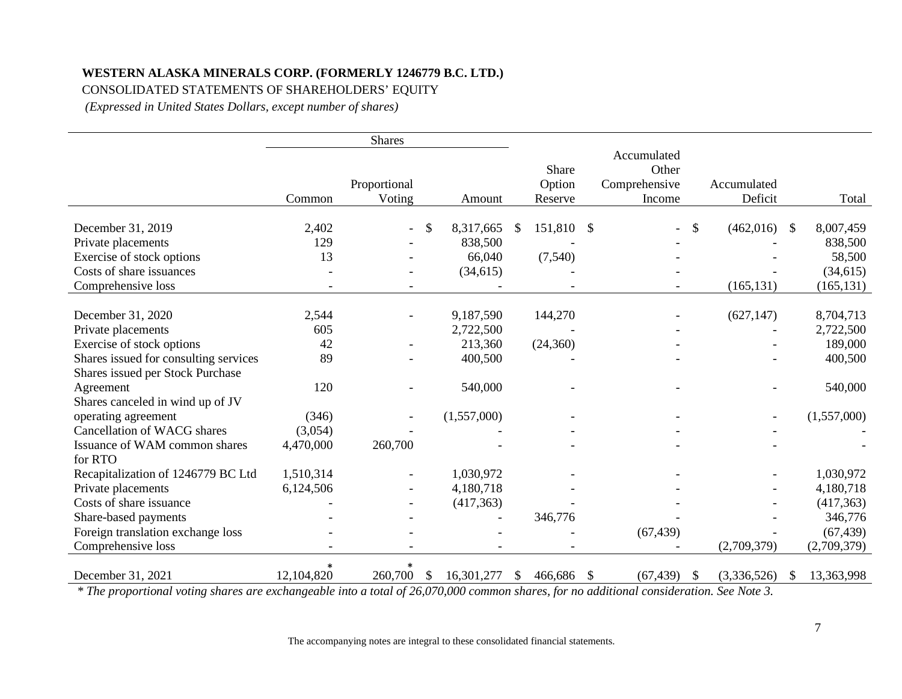**WESTERN ALASKA MINERALS CORP. (FORMERLY 1246779 B.C. LTD.)**

CONSOLIDATED STATEMENTS OF SHAREHOLDERS' EQUITY

*(Expressed in United States Dollars, except number of shares)*

| | Shares | | | | | | | |
|---|---|---|---|---|---|---|---|---|
| | Common | Proportional Voting | Amount | Share Option Reserve | Accumulated Other Comprehensive Income | Accumulated Deficit | Total |
| December 31, 2019 | 2,402 | - | $ 8,317,665 | $ 151,810 | $ - | $ (462,016) | $ 8,007,459 |
| Private placements | 129 | - | 838,500 | - | - | - | 838,500 |
| Exercise of stock options | 13 | - | 66,040 | (7,540) | - | - | 58,500 |
| Costs of share issuances | - | - | (34,615) | - | - | - | (34,615) |
| Comprehensive loss | - | - | - | - | - | (165,131) | (165,131) |
| December 31, 2020 | 2,544 | - | 9,187,590 | 144,270 | - | (627,147) | 8,704,713 |
| Private placements | 605 | | 2,722,500 | - | - | - | 2,722,500 |
| Exercise of stock options | 42 | - | 213,360 | (24,360) | - | - | 189,000 |
| Shares issued for consulting services | 89 | - | 400,500 | - | - | - | 400,500 |
| Shares issued per Stock Purchase Agreement | 120 | - | 540,000 | - | - | - | 540,000 |
| Shares canceled in wind up of JV operating agreement | (346) | - | (1,557,000) | - | - | - | (1,557,000) |
| Cancellation of WACG shares | (3,054) | | - | - | - | - | - |
| Issuance of WAM common shares for RTO | 4,470,000 | 260,700 | - | - | - | - | - |
| Recapitalization of 1246779 BC Ltd | 1,510,314 | - | 1,030,972 | - | - | - | 1,030,972 |
| Private placements | 6,124,506 | - | 4,180,718 | - | - | - | 4,180,718 |
| Costs of share issuance | - | - | (417,363) | - | - | - | (417,363) |
| Share-based payments | - | - | - | 346,776 | - | - | 346,776 |
| Foreign translation exchange loss | - | - | - | - | (67,439) | - | (67,439) |
| Comprehensive loss | - | - | - | - | - | (2,709,379) | (2,709,379) |
| December 31, 2021 | 12,104,820* | 260,700* | $ 16,301,277 | $ 466,686 | $ (67,439) | $ (3,336,526) | $ 13,363,998 |

*\* The proportional voting shares are exchangeable into a total of 26,070,000 common shares, for no additional consideration. See Note 3.*

The accompanying notes are integral to these consolidated financial statements.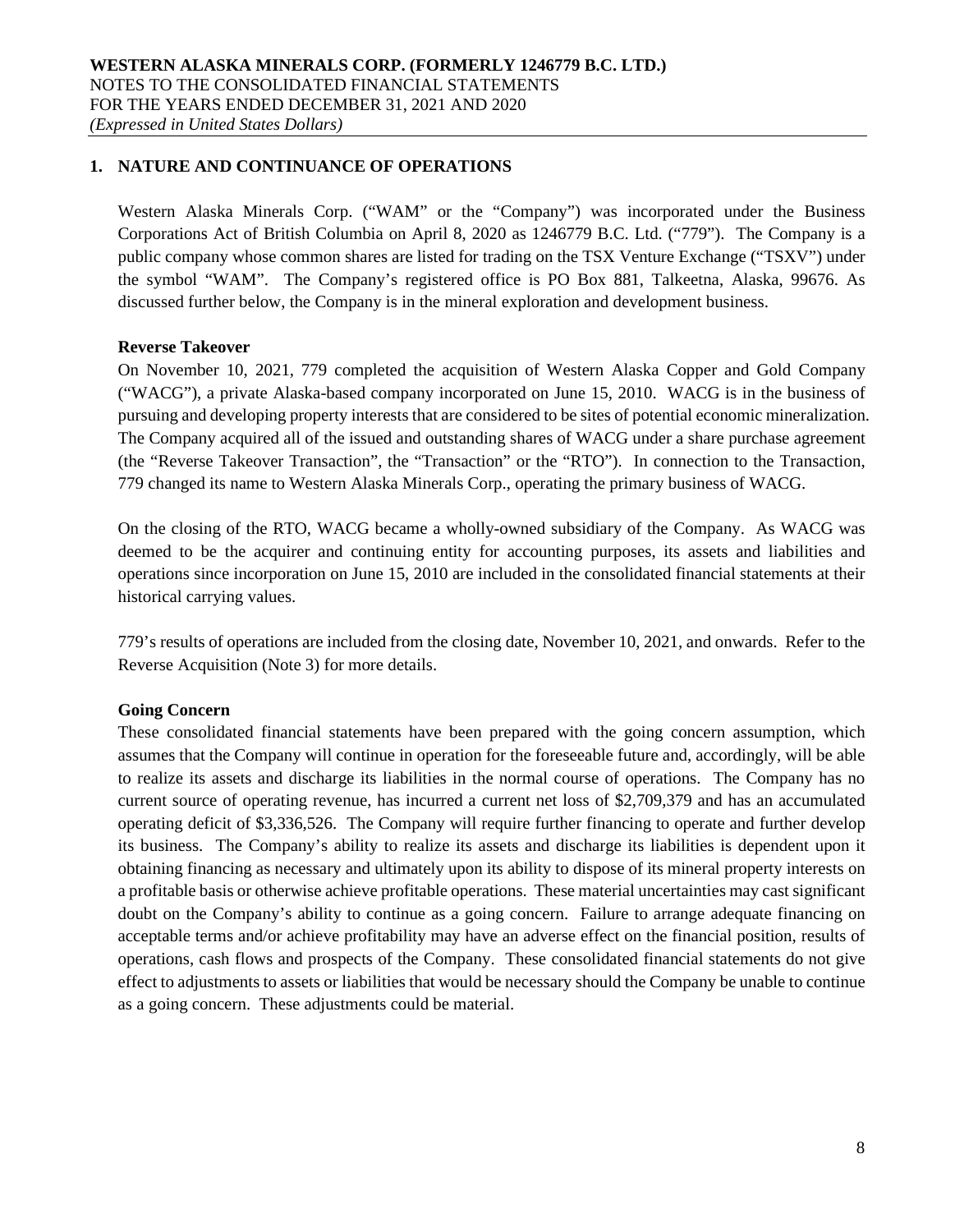## 1. NATURE AND CONTINUANCE OF OPERATIONS

Western Alaska Minerals Corp. ("WAM" or the "Company") was incorporated under the Business Corporations Act of British Columbia on April 8, 2020 as 1246779 B.C. Ltd. ("779"). The Company is a public company whose common shares are listed for trading on the TSX Venture Exchange ("TSXV") under the symbol "WAM". The Company's registered office is PO Box 881, Talkeetna, Alaska, 99676. As discussed further below, the Company is in the mineral exploration and development business.

**Reverse Takeover**

On November 10, 2021, 779 completed the acquisition of Western Alaska Copper and Gold Company ("WACG"), a private Alaska-based company incorporated on June 15, 2010. WACG is in the business of pursuing and developing property interests that are considered to be sites of potential economic mineralization. The Company acquired all of the issued and outstanding shares of WACG under a share purchase agreement (the "Reverse Takeover Transaction", the "Transaction" or the "RTO"). In connection to the Transaction, 779 changed its name to Western Alaska Minerals Corp., operating the primary business of WACG.

On the closing of the RTO, WACG became a wholly-owned subsidiary of the Company. As WACG was deemed to be the acquirer and continuing entity for accounting purposes, its assets and liabilities and operations since incorporation on June 15, 2010 are included in the consolidated financial statements at their historical carrying values.

779's results of operations are included from the closing date, November 10, 2021, and onwards. Refer to the Reverse Acquisition (Note 3) for more details.

**Going Concern**

These consolidated financial statements have been prepared with the going concern assumption, which assumes that the Company will continue in operation for the foreseeable future and, accordingly, will be able to realize its assets and discharge its liabilities in the normal course of operations. The Company has no current source of operating revenue, has incurred a current net loss of $2,709,379 and has an accumulated operating deficit of $3,336,526. The Company will require further financing to operate and further develop its business. The Company's ability to realize its assets and discharge its liabilities is dependent upon it obtaining financing as necessary and ultimately upon its ability to dispose of its mineral property interests on a profitable basis or otherwise achieve profitable operations. These material uncertainties may cast significant doubt on the Company's ability to continue as a going concern. Failure to arrange adequate financing on acceptable terms and/or achieve profitability may have an adverse effect on the financial position, results of operations, cash flows and prospects of the Company. These consolidated financial statements do not give effect to adjustments to assets or liabilities that would be necessary should the Company be unable to continue as a going concern. These adjustments could be material.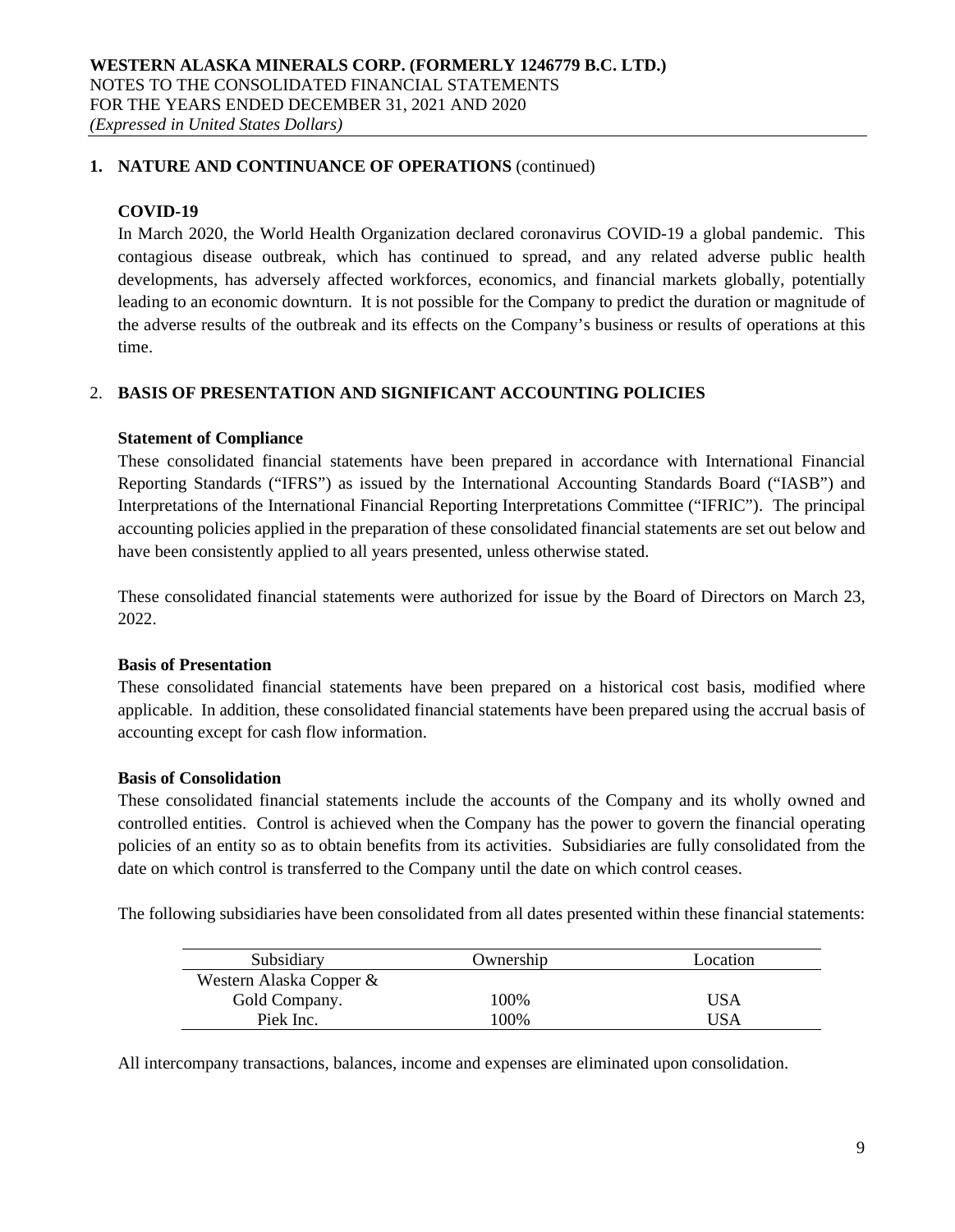## 1. NATURE AND CONTINUANCE OF OPERATIONS (continued)

### COVID-19

In March 2020, the World Health Organization declared coronavirus COVID-19 a global pandemic. This contagious disease outbreak, which has continued to spread, and any related adverse public health developments, has adversely affected workforces, economics, and financial markets globally, potentially leading to an economic downturn. It is not possible for the Company to predict the duration or magnitude of the adverse results of the outbreak and its effects on the Company's business or results of operations at this time.

## 2. BASIS OF PRESENTATION AND SIGNIFICANT ACCOUNTING POLICIES

### Statement of Compliance

These consolidated financial statements have been prepared in accordance with International Financial Reporting Standards ("IFRS") as issued by the International Accounting Standards Board ("IASB") and Interpretations of the International Financial Reporting Interpretations Committee ("IFRIC"). The principal accounting policies applied in the preparation of these consolidated financial statements are set out below and have been consistently applied to all years presented, unless otherwise stated.

These consolidated financial statements were authorized for issue by the Board of Directors on March 23, 2022.

### Basis of Presentation

These consolidated financial statements have been prepared on a historical cost basis, modified where applicable. In addition, these consolidated financial statements have been prepared using the accrual basis of accounting except for cash flow information.

### Basis of Consolidation

These consolidated financial statements include the accounts of the Company and its wholly owned and controlled entities. Control is achieved when the Company has the power to govern the financial operating policies of an entity so as to obtain benefits from its activities. Subsidiaries are fully consolidated from the date on which control is transferred to the Company until the date on which control ceases.

The following subsidiaries have been consolidated from all dates presented within these financial statements:

| Subsidiary | Ownership | Location |
|---|---|---|
| Western Alaska Copper & Gold Company. | 100% | USA |
| Piek Inc. | 100% | USA |

All intercompany transactions, balances, income and expenses are eliminated upon consolidation.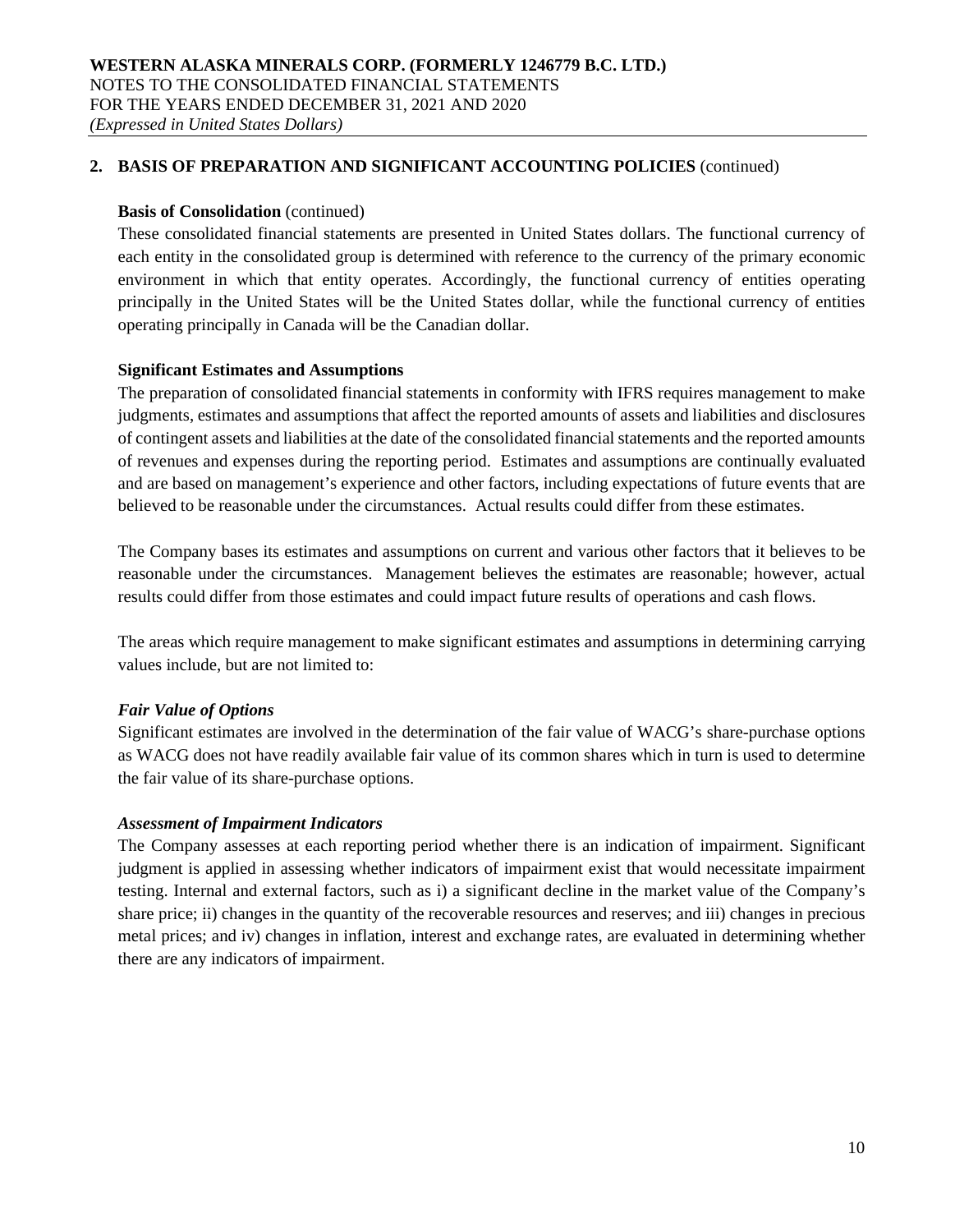## 2. BASIS OF PREPARATION AND SIGNIFICANT ACCOUNTING POLICIES (continued)

**Basis of Consolidation** (continued)

These consolidated financial statements are presented in United States dollars. The functional currency of each entity in the consolidated group is determined with reference to the currency of the primary economic environment in which that entity operates. Accordingly, the functional currency of entities operating principally in the United States will be the United States dollar, while the functional currency of entities operating principally in Canada will be the Canadian dollar.

**Significant Estimates and Assumptions**

The preparation of consolidated financial statements in conformity with IFRS requires management to make judgments, estimates and assumptions that affect the reported amounts of assets and liabilities and disclosures of contingent assets and liabilities at the date of the consolidated financial statements and the reported amounts of revenues and expenses during the reporting period. Estimates and assumptions are continually evaluated and are based on management's experience and other factors, including expectations of future events that are believed to be reasonable under the circumstances. Actual results could differ from these estimates.

The Company bases its estimates and assumptions on current and various other factors that it believes to be reasonable under the circumstances. Management believes the estimates are reasonable; however, actual results could differ from those estimates and could impact future results of operations and cash flows.

The areas which require management to make significant estimates and assumptions in determining carrying values include, but are not limited to:

***Fair Value of Options***

Significant estimates are involved in the determination of the fair value of WACG's share-purchase options as WACG does not have readily available fair value of its common shares which in turn is used to determine the fair value of its share-purchase options.

***Assessment of Impairment Indicators***

The Company assesses at each reporting period whether there is an indication of impairment. Significant judgment is applied in assessing whether indicators of impairment exist that would necessitate impairment testing. Internal and external factors, such as i) a significant decline in the market value of the Company's share price; ii) changes in the quantity of the recoverable resources and reserves; and iii) changes in precious metal prices; and iv) changes in inflation, interest and exchange rates, are evaluated in determining whether there are any indicators of impairment.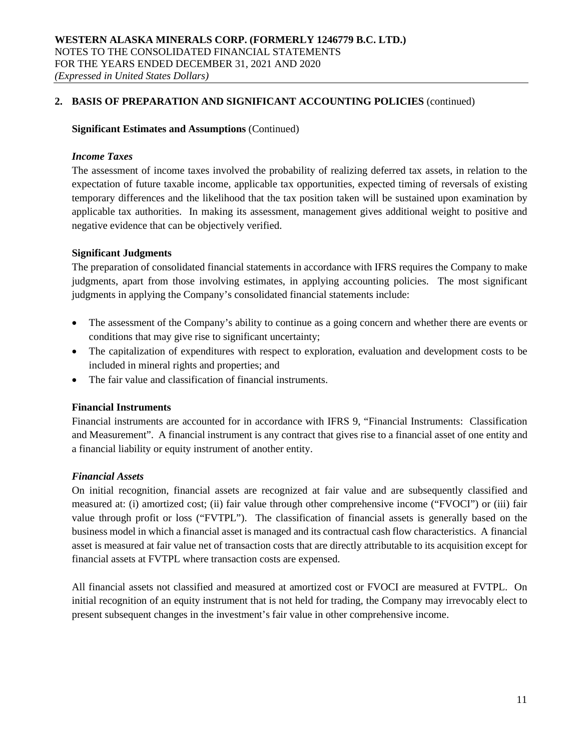## 2. BASIS OF PREPARATION AND SIGNIFICANT ACCOUNTING POLICIES (continued)

**Significant Estimates and Assumptions** (Continued)

***Income Taxes***

The assessment of income taxes involved the probability of realizing deferred tax assets, in relation to the expectation of future taxable income, applicable tax opportunities, expected timing of reversals of existing temporary differences and the likelihood that the tax position taken will be sustained upon examination by applicable tax authorities. In making its assessment, management gives additional weight to positive and negative evidence that can be objectively verified.

**Significant Judgments**

The preparation of consolidated financial statements in accordance with IFRS requires the Company to make judgments, apart from those involving estimates, in applying accounting policies. The most significant judgments in applying the Company's consolidated financial statements include:

- The assessment of the Company's ability to continue as a going concern and whether there are events or conditions that may give rise to significant uncertainty;
- The capitalization of expenditures with respect to exploration, evaluation and development costs to be included in mineral rights and properties; and
- The fair value and classification of financial instruments.

**Financial Instruments**

Financial instruments are accounted for in accordance with IFRS 9, "Financial Instruments: Classification and Measurement". A financial instrument is any contract that gives rise to a financial asset of one entity and a financial liability or equity instrument of another entity.

***Financial Assets***

On initial recognition, financial assets are recognized at fair value and are subsequently classified and measured at: (i) amortized cost; (ii) fair value through other comprehensive income ("FVOCI") or (iii) fair value through profit or loss ("FVTPL"). The classification of financial assets is generally based on the business model in which a financial asset is managed and its contractual cash flow characteristics. A financial asset is measured at fair value net of transaction costs that are directly attributable to its acquisition except for financial assets at FVTPL where transaction costs are expensed.

All financial assets not classified and measured at amortized cost or FVOCI are measured at FVTPL. On initial recognition of an equity instrument that is not held for trading, the Company may irrevocably elect to present subsequent changes in the investment's fair value in other comprehensive income.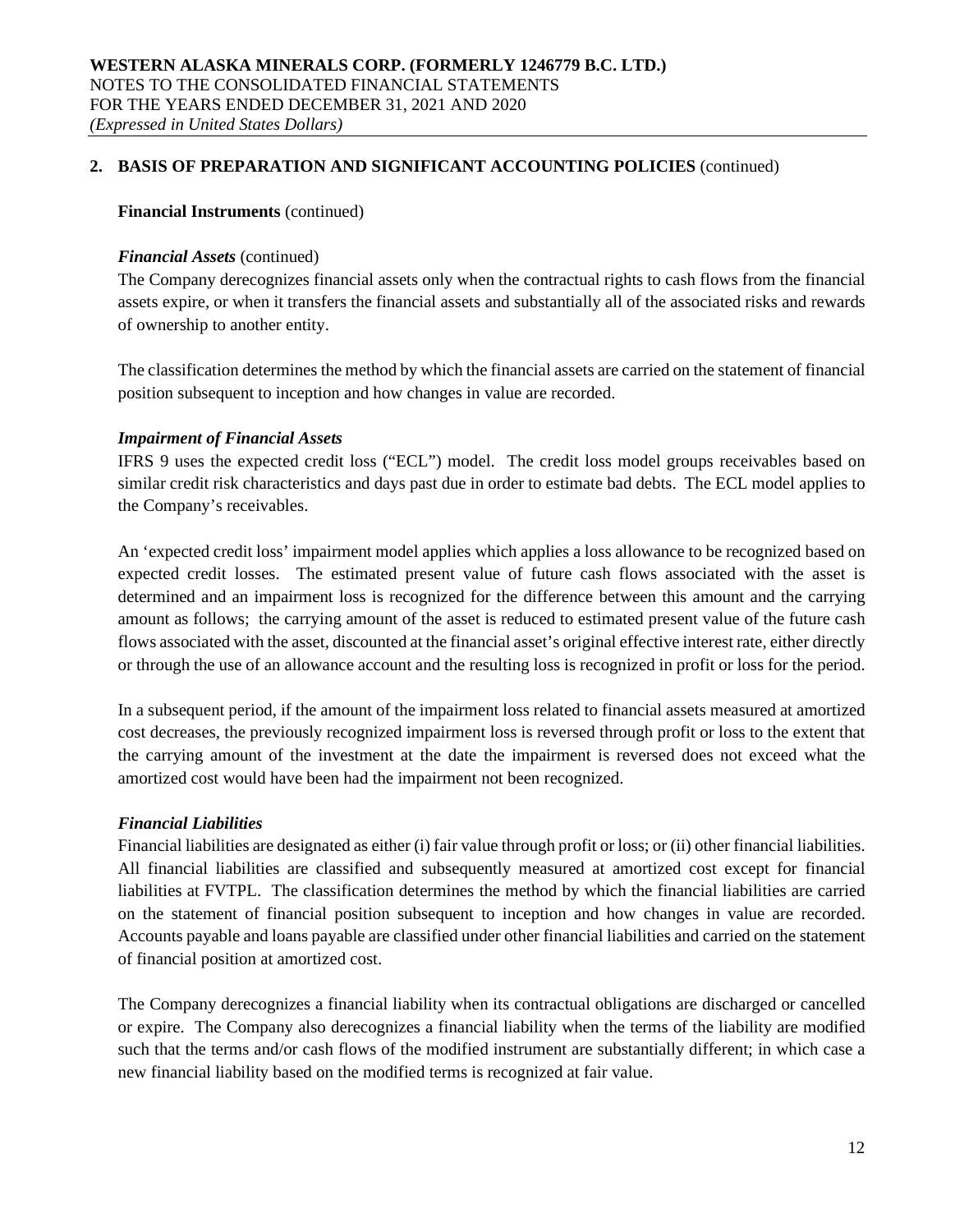## 2. BASIS OF PREPARATION AND SIGNIFICANT ACCOUNTING POLICIES (continued)

**Financial Instruments** (continued)

***Financial Assets*** (continued)

The Company derecognizes financial assets only when the contractual rights to cash flows from the financial assets expire, or when it transfers the financial assets and substantially all of the associated risks and rewards of ownership to another entity.

The classification determines the method by which the financial assets are carried on the statement of financial position subsequent to inception and how changes in value are recorded.

***Impairment of Financial Assets***

IFRS 9 uses the expected credit loss ("ECL") model. The credit loss model groups receivables based on similar credit risk characteristics and days past due in order to estimate bad debts. The ECL model applies to the Company's receivables.

An 'expected credit loss' impairment model applies which applies a loss allowance to be recognized based on expected credit losses. The estimated present value of future cash flows associated with the asset is determined and an impairment loss is recognized for the difference between this amount and the carrying amount as follows; the carrying amount of the asset is reduced to estimated present value of the future cash flows associated with the asset, discounted at the financial asset's original effective interest rate, either directly or through the use of an allowance account and the resulting loss is recognized in profit or loss for the period.

In a subsequent period, if the amount of the impairment loss related to financial assets measured at amortized cost decreases, the previously recognized impairment loss is reversed through profit or loss to the extent that the carrying amount of the investment at the date the impairment is reversed does not exceed what the amortized cost would have been had the impairment not been recognized.

***Financial Liabilities***

Financial liabilities are designated as either (i) fair value through profit or loss; or (ii) other financial liabilities. All financial liabilities are classified and subsequently measured at amortized cost except for financial liabilities at FVTPL. The classification determines the method by which the financial liabilities are carried on the statement of financial position subsequent to inception and how changes in value are recorded. Accounts payable and loans payable are classified under other financial liabilities and carried on the statement of financial position at amortized cost.

The Company derecognizes a financial liability when its contractual obligations are discharged or cancelled or expire. The Company also derecognizes a financial liability when the terms of the liability are modified such that the terms and/or cash flows of the modified instrument are substantially different; in which case a new financial liability based on the modified terms is recognized at fair value.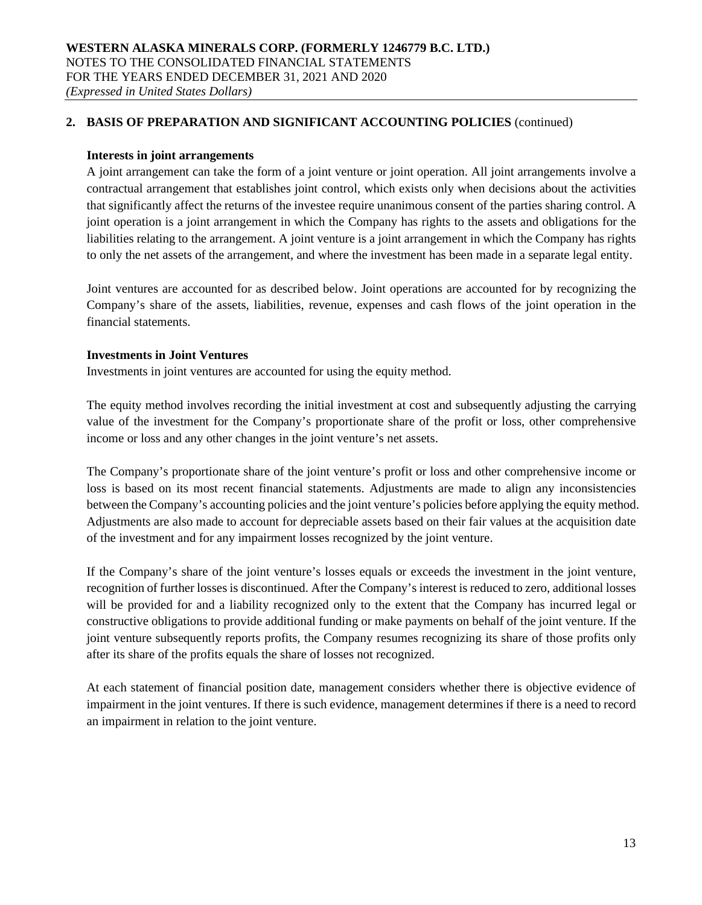## 2. BASIS OF PREPARATION AND SIGNIFICANT ACCOUNTING POLICIES (continued)

### Interests in joint arrangements

A joint arrangement can take the form of a joint venture or joint operation. All joint arrangements involve a contractual arrangement that establishes joint control, which exists only when decisions about the activities that significantly affect the returns of the investee require unanimous consent of the parties sharing control. A joint operation is a joint arrangement in which the Company has rights to the assets and obligations for the liabilities relating to the arrangement. A joint venture is a joint arrangement in which the Company has rights to only the net assets of the arrangement, and where the investment has been made in a separate legal entity.

Joint ventures are accounted for as described below. Joint operations are accounted for by recognizing the Company's share of the assets, liabilities, revenue, expenses and cash flows of the joint operation in the financial statements.

### Investments in Joint Ventures

Investments in joint ventures are accounted for using the equity method.

The equity method involves recording the initial investment at cost and subsequently adjusting the carrying value of the investment for the Company's proportionate share of the profit or loss, other comprehensive income or loss and any other changes in the joint venture's net assets.

The Company's proportionate share of the joint venture's profit or loss and other comprehensive income or loss is based on its most recent financial statements. Adjustments are made to align any inconsistencies between the Company's accounting policies and the joint venture's policies before applying the equity method. Adjustments are also made to account for depreciable assets based on their fair values at the acquisition date of the investment and for any impairment losses recognized by the joint venture.

If the Company's share of the joint venture's losses equals or exceeds the investment in the joint venture, recognition of further losses is discontinued. After the Company's interest is reduced to zero, additional losses will be provided for and a liability recognized only to the extent that the Company has incurred legal or constructive obligations to provide additional funding or make payments on behalf of the joint venture. If the joint venture subsequently reports profits, the Company resumes recognizing its share of those profits only after its share of the profits equals the share of losses not recognized.

At each statement of financial position date, management considers whether there is objective evidence of impairment in the joint ventures. If there is such evidence, management determines if there is a need to record an impairment in relation to the joint venture.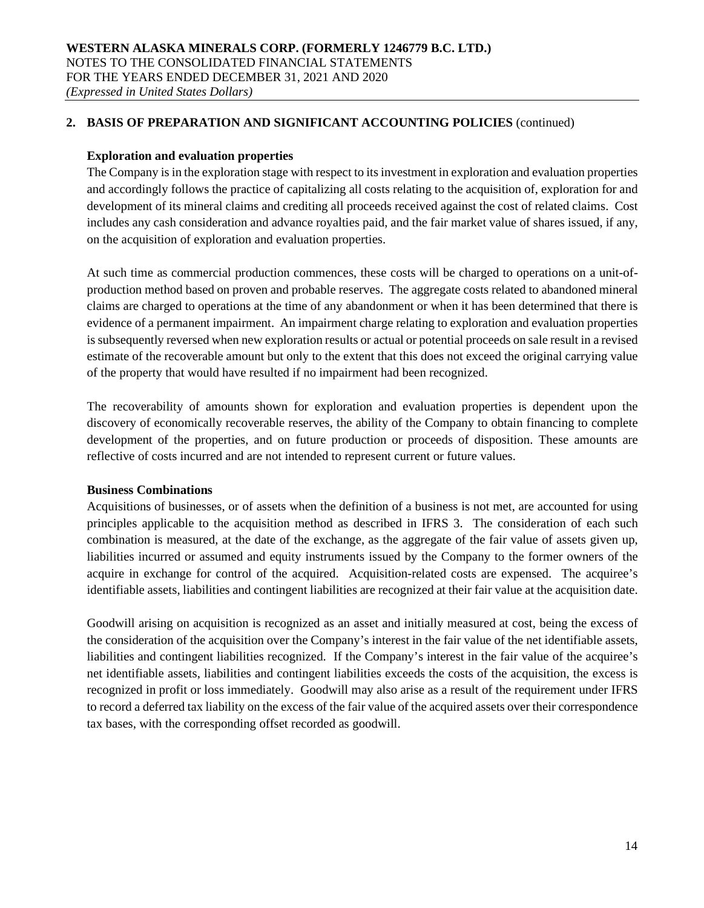## 2. BASIS OF PREPARATION AND SIGNIFICANT ACCOUNTING POLICIES (continued)

### Exploration and evaluation properties

The Company is in the exploration stage with respect to its investment in exploration and evaluation properties and accordingly follows the practice of capitalizing all costs relating to the acquisition of, exploration for and development of its mineral claims and crediting all proceeds received against the cost of related claims. Cost includes any cash consideration and advance royalties paid, and the fair market value of shares issued, if any, on the acquisition of exploration and evaluation properties.

At such time as commercial production commences, these costs will be charged to operations on a unit-of-production method based on proven and probable reserves. The aggregate costs related to abandoned mineral claims are charged to operations at the time of any abandonment or when it has been determined that there is evidence of a permanent impairment. An impairment charge relating to exploration and evaluation properties is subsequently reversed when new exploration results or actual or potential proceeds on sale result in a revised estimate of the recoverable amount but only to the extent that this does not exceed the original carrying value of the property that would have resulted if no impairment had been recognized.

The recoverability of amounts shown for exploration and evaluation properties is dependent upon the discovery of economically recoverable reserves, the ability of the Company to obtain financing to complete development of the properties, and on future production or proceeds of disposition. These amounts are reflective of costs incurred and are not intended to represent current or future values.

### Business Combinations

Acquisitions of businesses, or of assets when the definition of a business is not met, are accounted for using principles applicable to the acquisition method as described in IFRS 3. The consideration of each such combination is measured, at the date of the exchange, as the aggregate of the fair value of assets given up, liabilities incurred or assumed and equity instruments issued by the Company to the former owners of the acquire in exchange for control of the acquired. Acquisition-related costs are expensed. The acquiree's identifiable assets, liabilities and contingent liabilities are recognized at their fair value at the acquisition date.

Goodwill arising on acquisition is recognized as an asset and initially measured at cost, being the excess of the consideration of the acquisition over the Company's interest in the fair value of the net identifiable assets, liabilities and contingent liabilities recognized. If the Company's interest in the fair value of the acquiree's net identifiable assets, liabilities and contingent liabilities exceeds the costs of the acquisition, the excess is recognized in profit or loss immediately. Goodwill may also arise as a result of the requirement under IFRS to record a deferred tax liability on the excess of the fair value of the acquired assets over their correspondence tax bases, with the corresponding offset recorded as goodwill.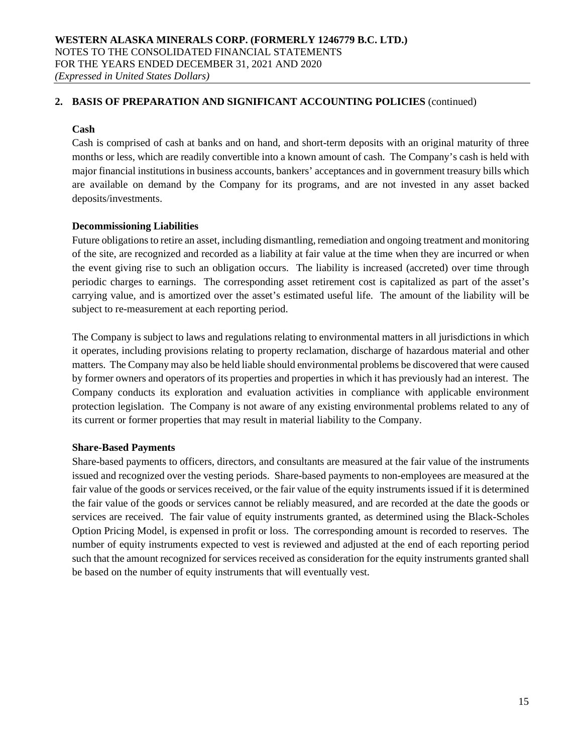## 2. BASIS OF PREPARATION AND SIGNIFICANT ACCOUNTING POLICIES (continued)

### Cash

Cash is comprised of cash at banks and on hand, and short-term deposits with an original maturity of three months or less, which are readily convertible into a known amount of cash. The Company's cash is held with major financial institutions in business accounts, bankers' acceptances and in government treasury bills which are available on demand by the Company for its programs, and are not invested in any asset backed deposits/investments.

### Decommissioning Liabilities

Future obligations to retire an asset, including dismantling, remediation and ongoing treatment and monitoring of the site, are recognized and recorded as a liability at fair value at the time when they are incurred or when the event giving rise to such an obligation occurs. The liability is increased (accreted) over time through periodic charges to earnings. The corresponding asset retirement cost is capitalized as part of the asset's carrying value, and is amortized over the asset's estimated useful life. The amount of the liability will be subject to re-measurement at each reporting period.

The Company is subject to laws and regulations relating to environmental matters in all jurisdictions in which it operates, including provisions relating to property reclamation, discharge of hazardous material and other matters. The Company may also be held liable should environmental problems be discovered that were caused by former owners and operators of its properties and properties in which it has previously had an interest. The Company conducts its exploration and evaluation activities in compliance with applicable environment protection legislation. The Company is not aware of any existing environmental problems related to any of its current or former properties that may result in material liability to the Company.

### Share-Based Payments

Share-based payments to officers, directors, and consultants are measured at the fair value of the instruments issued and recognized over the vesting periods. Share-based payments to non-employees are measured at the fair value of the goods or services received, or the fair value of the equity instruments issued if it is determined the fair value of the goods or services cannot be reliably measured, and are recorded at the date the goods or services are received. The fair value of equity instruments granted, as determined using the Black-Scholes Option Pricing Model, is expensed in profit or loss. The corresponding amount is recorded to reserves. The number of equity instruments expected to vest is reviewed and adjusted at the end of each reporting period such that the amount recognized for services received as consideration for the equity instruments granted shall be based on the number of equity instruments that will eventually vest.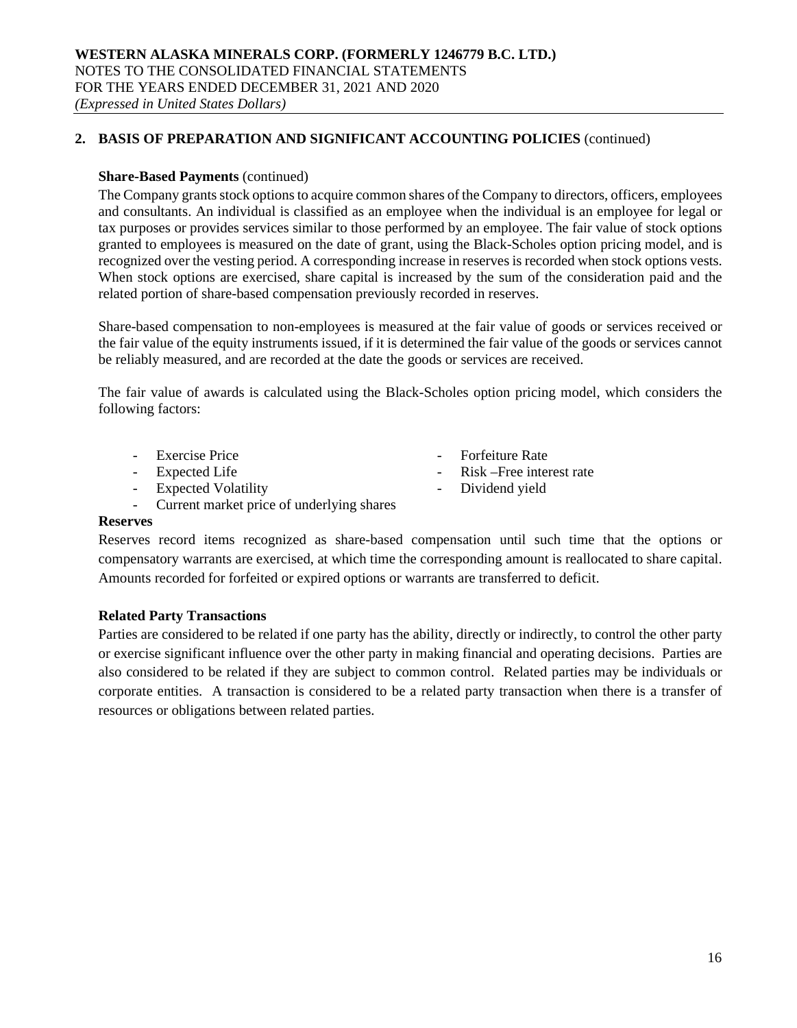## 2. BASIS OF PREPARATION AND SIGNIFICANT ACCOUNTING POLICIES (continued)

### Share-Based Payments (continued)

The Company grants stock options to acquire common shares of the Company to directors, officers, employees and consultants. An individual is classified as an employee when the individual is an employee for legal or tax purposes or provides services similar to those performed by an employee. The fair value of stock options granted to employees is measured on the date of grant, using the Black-Scholes option pricing model, and is recognized over the vesting period. A corresponding increase in reserves is recorded when stock options vests. When stock options are exercised, share capital is increased by the sum of the consideration paid and the related portion of share-based compensation previously recorded in reserves.

Share-based compensation to non-employees is measured at the fair value of goods or services received or the fair value of the equity instruments issued, if it is determined the fair value of the goods or services cannot be reliably measured, and are recorded at the date the goods or services are received.

The fair value of awards is calculated using the Black-Scholes option pricing model, which considers the following factors:

- Exercise Price
- Expected Life
- Expected Volatility
- Current market price of underlying shares
- Forfeiture Rate
- Risk –Free interest rate
- Dividend yield

### Reserves

Reserves record items recognized as share-based compensation until such time that the options or compensatory warrants are exercised, at which time the corresponding amount is reallocated to share capital. Amounts recorded for forfeited or expired options or warrants are transferred to deficit.

### Related Party Transactions

Parties are considered to be related if one party has the ability, directly or indirectly, to control the other party or exercise significant influence over the other party in making financial and operating decisions. Parties are also considered to be related if they are subject to common control. Related parties may be individuals or corporate entities. A transaction is considered to be a related party transaction when there is a transfer of resources or obligations between related parties.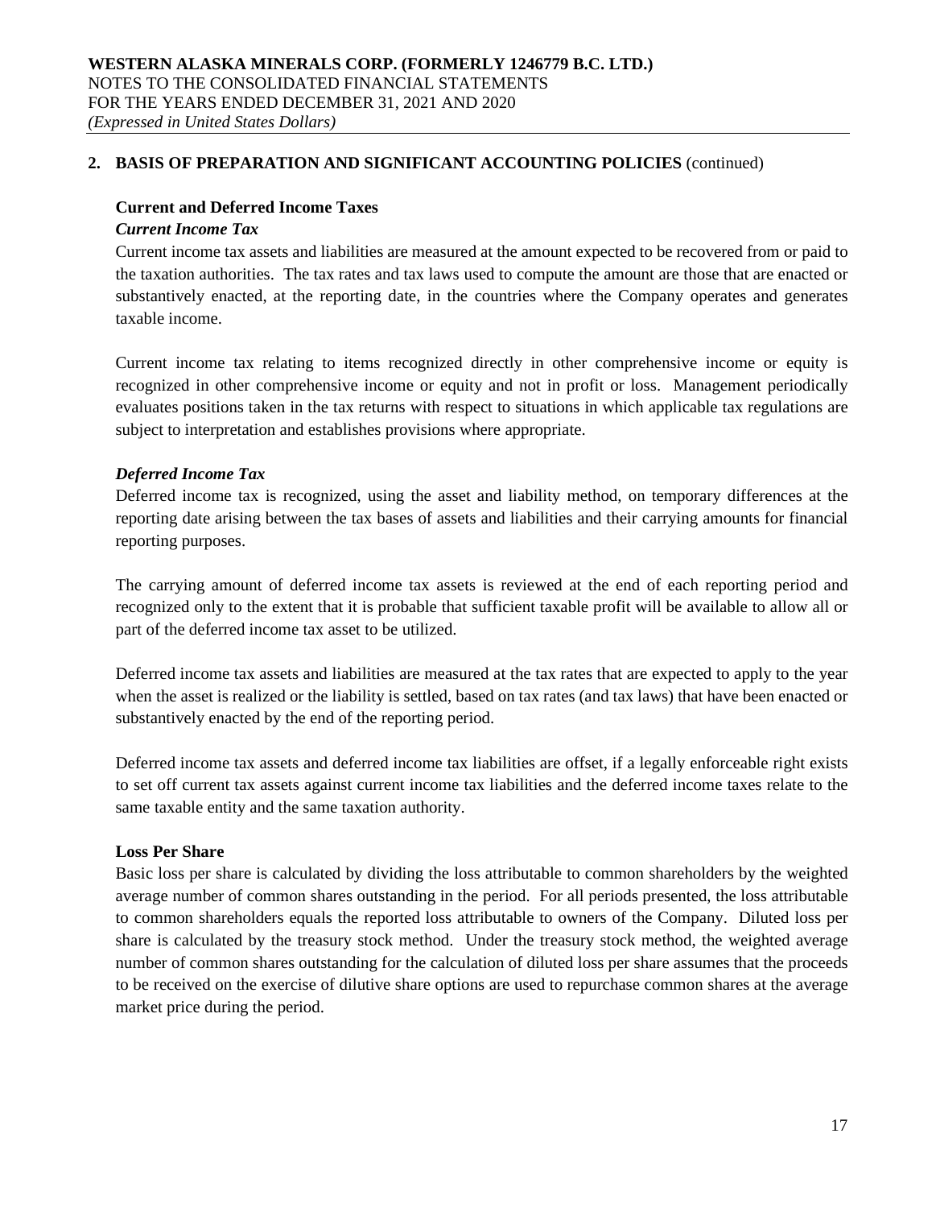## 2. BASIS OF PREPARATION AND SIGNIFICANT ACCOUNTING POLICIES (continued)

### Current and Deferred Income Taxes

#### *Current Income Tax*

Current income tax assets and liabilities are measured at the amount expected to be recovered from or paid to the taxation authorities. The tax rates and tax laws used to compute the amount are those that are enacted or substantively enacted, at the reporting date, in the countries where the Company operates and generates taxable income.

Current income tax relating to items recognized directly in other comprehensive income or equity is recognized in other comprehensive income or equity and not in profit or loss. Management periodically evaluates positions taken in the tax returns with respect to situations in which applicable tax regulations are subject to interpretation and establishes provisions where appropriate.

#### *Deferred Income Tax*

Deferred income tax is recognized, using the asset and liability method, on temporary differences at the reporting date arising between the tax bases of assets and liabilities and their carrying amounts for financial reporting purposes.

The carrying amount of deferred income tax assets is reviewed at the end of each reporting period and recognized only to the extent that it is probable that sufficient taxable profit will be available to allow all or part of the deferred income tax asset to be utilized.

Deferred income tax assets and liabilities are measured at the tax rates that are expected to apply to the year when the asset is realized or the liability is settled, based on tax rates (and tax laws) that have been enacted or substantively enacted by the end of the reporting period.

Deferred income tax assets and deferred income tax liabilities are offset, if a legally enforceable right exists to set off current tax assets against current income tax liabilities and the deferred income taxes relate to the same taxable entity and the same taxation authority.

### Loss Per Share

Basic loss per share is calculated by dividing the loss attributable to common shareholders by the weighted average number of common shares outstanding in the period. For all periods presented, the loss attributable to common shareholders equals the reported loss attributable to owners of the Company. Diluted loss per share is calculated by the treasury stock method. Under the treasury stock method, the weighted average number of common shares outstanding for the calculation of diluted loss per share assumes that the proceeds to be received on the exercise of dilutive share options are used to repurchase common shares at the average market price during the period.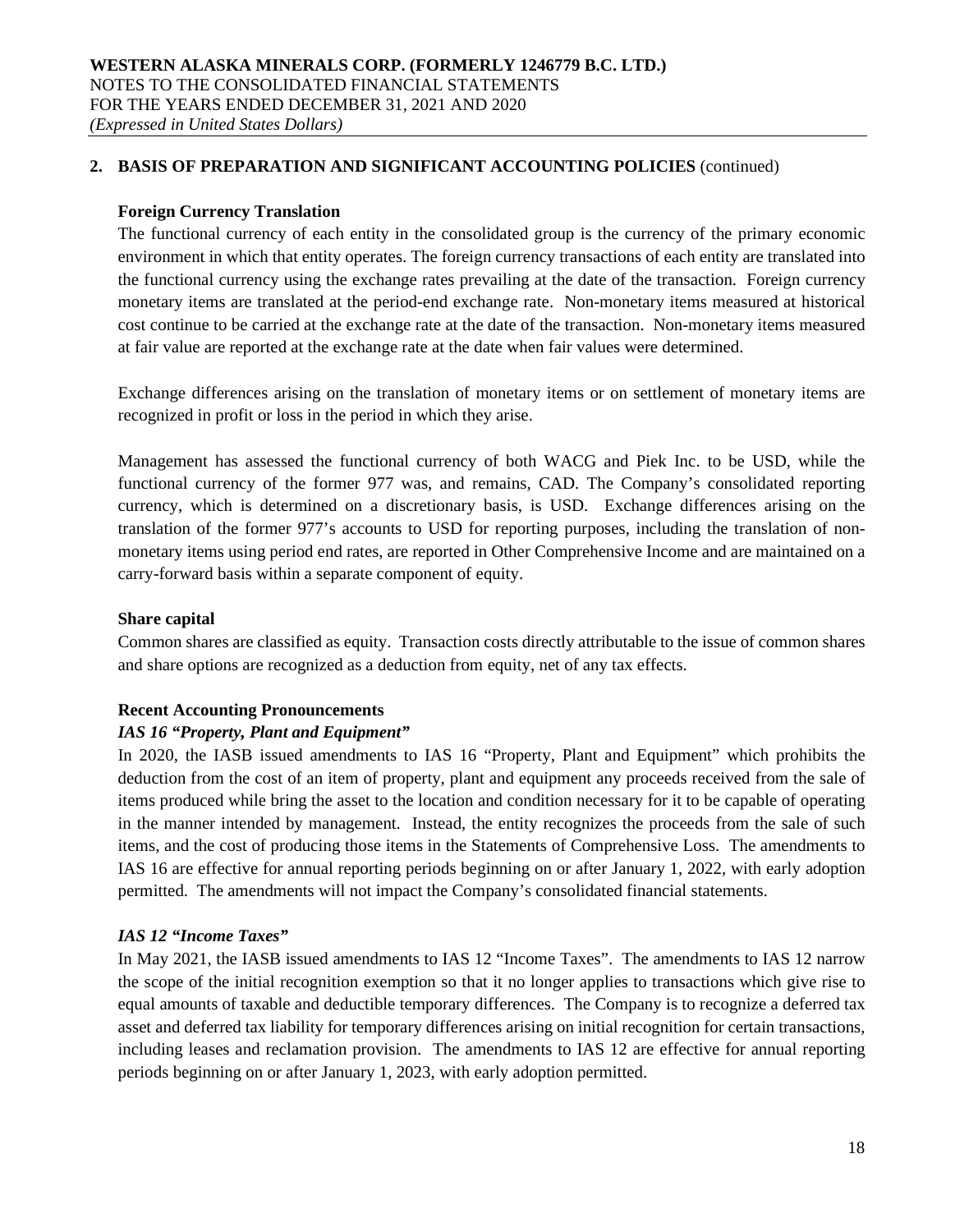## 2. BASIS OF PREPARATION AND SIGNIFICANT ACCOUNTING POLICIES (continued)

### Foreign Currency Translation

The functional currency of each entity in the consolidated group is the currency of the primary economic environment in which that entity operates. The foreign currency transactions of each entity are translated into the functional currency using the exchange rates prevailing at the date of the transaction. Foreign currency monetary items are translated at the period-end exchange rate. Non-monetary items measured at historical cost continue to be carried at the exchange rate at the date of the transaction. Non-monetary items measured at fair value are reported at the exchange rate at the date when fair values were determined.

Exchange differences arising on the translation of monetary items or on settlement of monetary items are recognized in profit or loss in the period in which they arise.

Management has assessed the functional currency of both WACG and Piek Inc. to be USD, while the functional currency of the former 977 was, and remains, CAD. The Company's consolidated reporting currency, which is determined on a discretionary basis, is USD. Exchange differences arising on the translation of the former 977's accounts to USD for reporting purposes, including the translation of non-monetary items using period end rates, are reported in Other Comprehensive Income and are maintained on a carry-forward basis within a separate component of equity.

### Share capital

Common shares are classified as equity. Transaction costs directly attributable to the issue of common shares and share options are recognized as a deduction from equity, net of any tax effects.

### Recent Accounting Pronouncements

***IAS 16 "Property, Plant and Equipment"***

In 2020, the IASB issued amendments to IAS 16 "Property, Plant and Equipment" which prohibits the deduction from the cost of an item of property, plant and equipment any proceeds received from the sale of items produced while bring the asset to the location and condition necessary for it to be capable of operating in the manner intended by management. Instead, the entity recognizes the proceeds from the sale of such items, and the cost of producing those items in the Statements of Comprehensive Loss. The amendments to IAS 16 are effective for annual reporting periods beginning on or after January 1, 2022, with early adoption permitted. The amendments will not impact the Company's consolidated financial statements.

***IAS 12 "Income Taxes"***

In May 2021, the IASB issued amendments to IAS 12 "Income Taxes". The amendments to IAS 12 narrow the scope of the initial recognition exemption so that it no longer applies to transactions which give rise to equal amounts of taxable and deductible temporary differences. The Company is to recognize a deferred tax asset and deferred tax liability for temporary differences arising on initial recognition for certain transactions, including leases and reclamation provision. The amendments to IAS 12 are effective for annual reporting periods beginning on or after January 1, 2023, with early adoption permitted.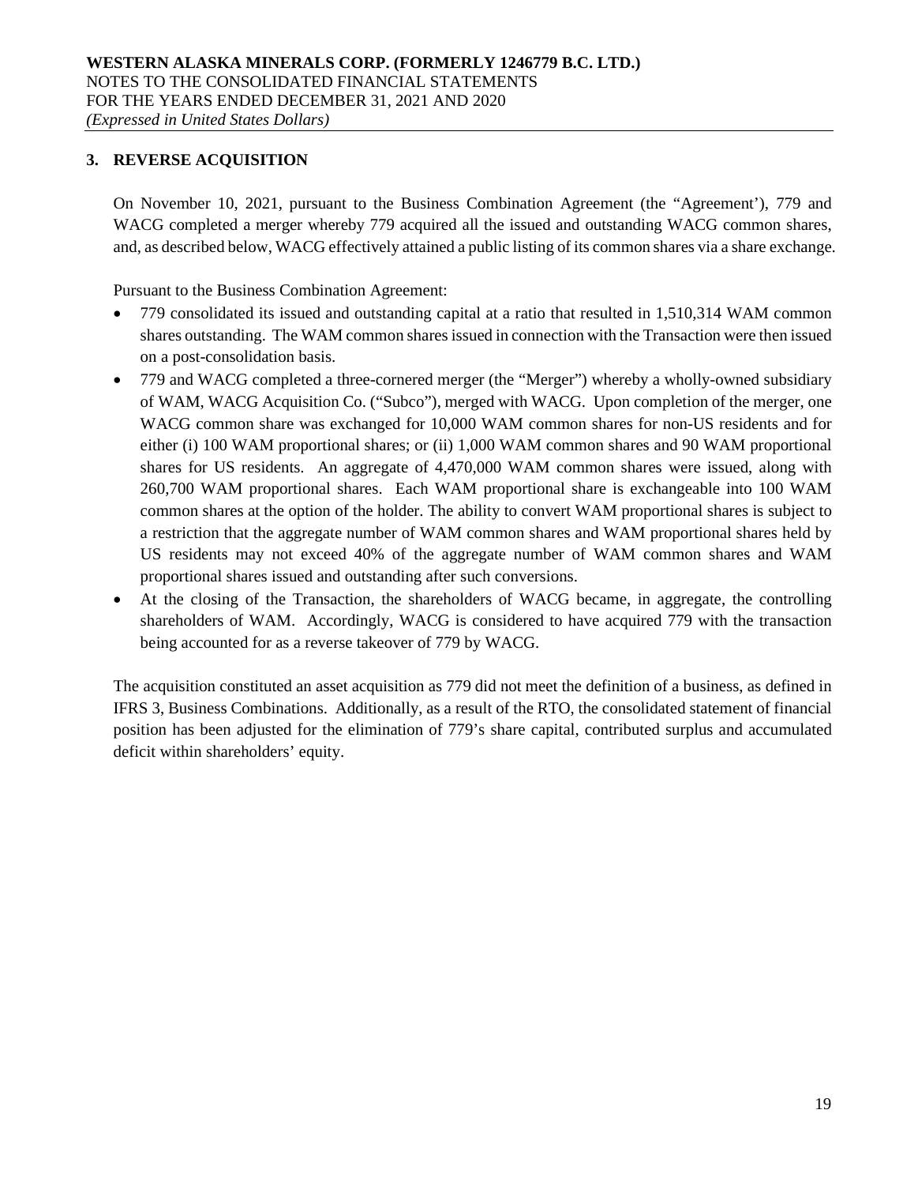## 3. REVERSE ACQUISITION

On November 10, 2021, pursuant to the Business Combination Agreement (the "Agreement'), 779 and WACG completed a merger whereby 779 acquired all the issued and outstanding WACG common shares, and, as described below, WACG effectively attained a public listing of its common shares via a share exchange.

Pursuant to the Business Combination Agreement:

- 779 consolidated its issued and outstanding capital at a ratio that resulted in 1,510,314 WAM common shares outstanding. The WAM common shares issued in connection with the Transaction were then issued on a post-consolidation basis.
- 779 and WACG completed a three-cornered merger (the "Merger") whereby a wholly-owned subsidiary of WAM, WACG Acquisition Co. ("Subco"), merged with WACG. Upon completion of the merger, one WACG common share was exchanged for 10,000 WAM common shares for non-US residents and for either (i) 100 WAM proportional shares; or (ii) 1,000 WAM common shares and 90 WAM proportional shares for US residents. An aggregate of 4,470,000 WAM common shares were issued, along with 260,700 WAM proportional shares. Each WAM proportional share is exchangeable into 100 WAM common shares at the option of the holder. The ability to convert WAM proportional shares is subject to a restriction that the aggregate number of WAM common shares and WAM proportional shares held by US residents may not exceed 40% of the aggregate number of WAM common shares and WAM proportional shares issued and outstanding after such conversions.
- At the closing of the Transaction, the shareholders of WACG became, in aggregate, the controlling shareholders of WAM. Accordingly, WACG is considered to have acquired 779 with the transaction being accounted for as a reverse takeover of 779 by WACG.

The acquisition constituted an asset acquisition as 779 did not meet the definition of a business, as defined in IFRS 3, Business Combinations. Additionally, as a result of the RTO, the consolidated statement of financial position has been adjusted for the elimination of 779's share capital, contributed surplus and accumulated deficit within shareholders' equity.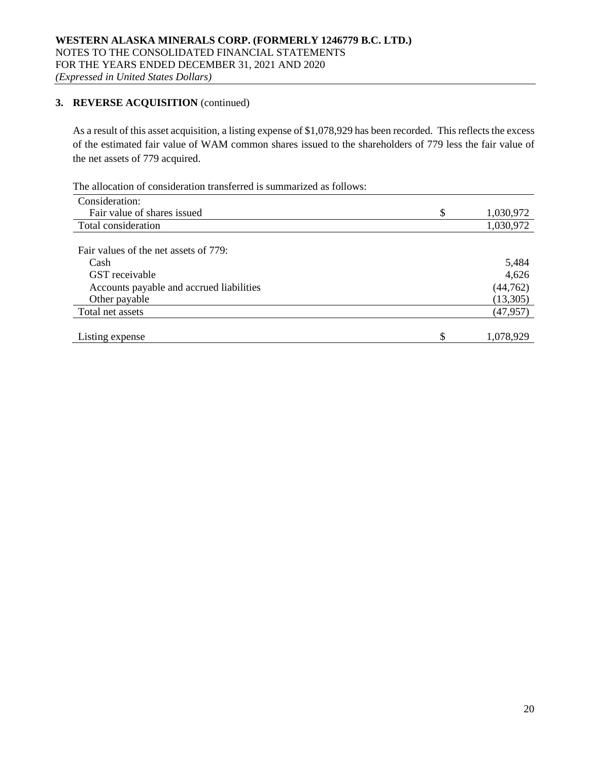## 3. REVERSE ACQUISITION (continued)

As a result of this asset acquisition, a listing expense of $1,078,929 has been recorded. This reflects the excess of the estimated fair value of WAM common shares issued to the shareholders of 779 less the fair value of the net assets of 779 acquired.

The allocation of consideration transferred is summarized as follows:

| | | |
|---|---|---|
| Consideration: | | |
| Fair value of shares issued | $ | 1,030,972 |
| Total consideration | | 1,030,972 |
| | | |
| Fair values of the net assets of 779: | | |
| Cash | | 5,484 |
| GST receivable | | 4,626 |
| Accounts payable and accrued liabilities | | (44,762) |
| Other payable | | (13,305) |
| Total net assets | | (47,957) |
| | | |
| Listing expense | $ | 1,078,929 |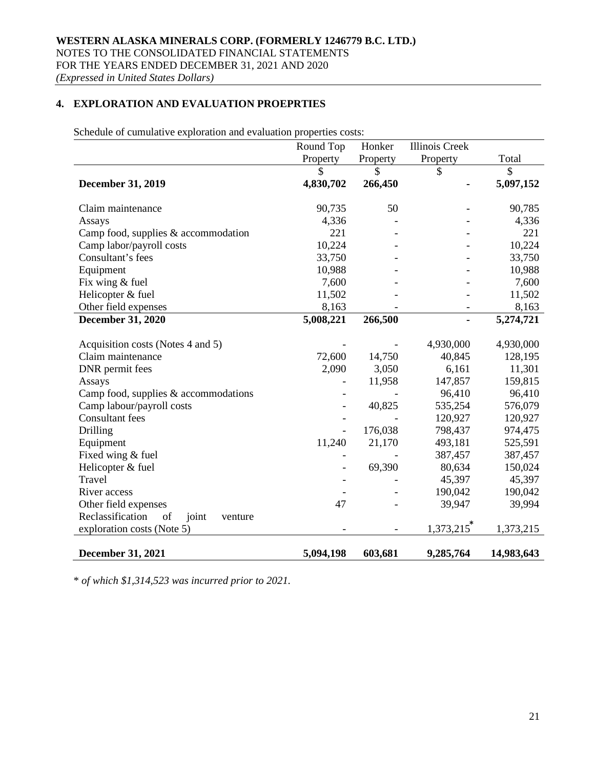## 4. EXPLORATION AND EVALUATION PROEPRTIES

Schedule of cumulative exploration and evaluation properties costs:

| | Round Top Property | Honker Property | Illinois Creek Property | Total |
|---|---|---|---|---|
| | $ | $ | $ | $ |
| **December 31, 2019** | **4,830,702** | **266,450** | **-** | **5,097,152** |
| Claim maintenance | 90,735 | 50 | - | 90,785 |
| Assays | 4,336 | - | - | 4,336 |
| Camp food, supplies & accommodation | 221 | - | - | 221 |
| Camp labor/payroll costs | 10,224 | - | - | 10,224 |
| Consultant's fees | 33,750 | - | - | 33,750 |
| Equipment | 10,988 | - | - | 10,988 |
| Fix wing & fuel | 7,600 | - | - | 7,600 |
| Helicopter & fuel | 11,502 | - | - | 11,502 |
| Other field expenses | 8,163 | - | - | 8,163 |
| **December 31, 2020** | **5,008,221** | **266,500** | **-** | **5,274,721** |
| Acquisition costs (Notes 4 and 5) | - | - | 4,930,000 | 4,930,000 |
| Claim maintenance | 72,600 | 14,750 | 40,845 | 128,195 |
| DNR permit fees | 2,090 | 3,050 | 6,161 | 11,301 |
| Assays | - | 11,958 | 147,857 | 159,815 |
| Camp food, supplies & accommodations | - | - | 96,410 | 96,410 |
| Camp labour/payroll costs | - | 40,825 | 535,254 | 576,079 |
| Consultant fees | - | - | 120,927 | 120,927 |
| Drilling | - | 176,038 | 798,437 | 974,475 |
| Equipment | 11,240 | 21,170 | 493,181 | 525,591 |
| Fixed wing & fuel | - | - | 387,457 | 387,457 |
| Helicopter & fuel | - | 69,390 | 80,634 | 150,024 |
| Travel | - | - | 45,397 | 45,397 |
| River access | - | - | 190,042 | 190,042 |
| Other field expenses | 47 | - | 39,947 | 39,994 |
| Reclassification of joint venture exploration costs (Note 5) | - | - | 1,373,215* | 1,373,215 |
| **December 31, 2021** | **5,094,198** | **603,681** | **9,285,764** | **14,983,643** |

*\* of which $1,314,523 was incurred prior to 2021.*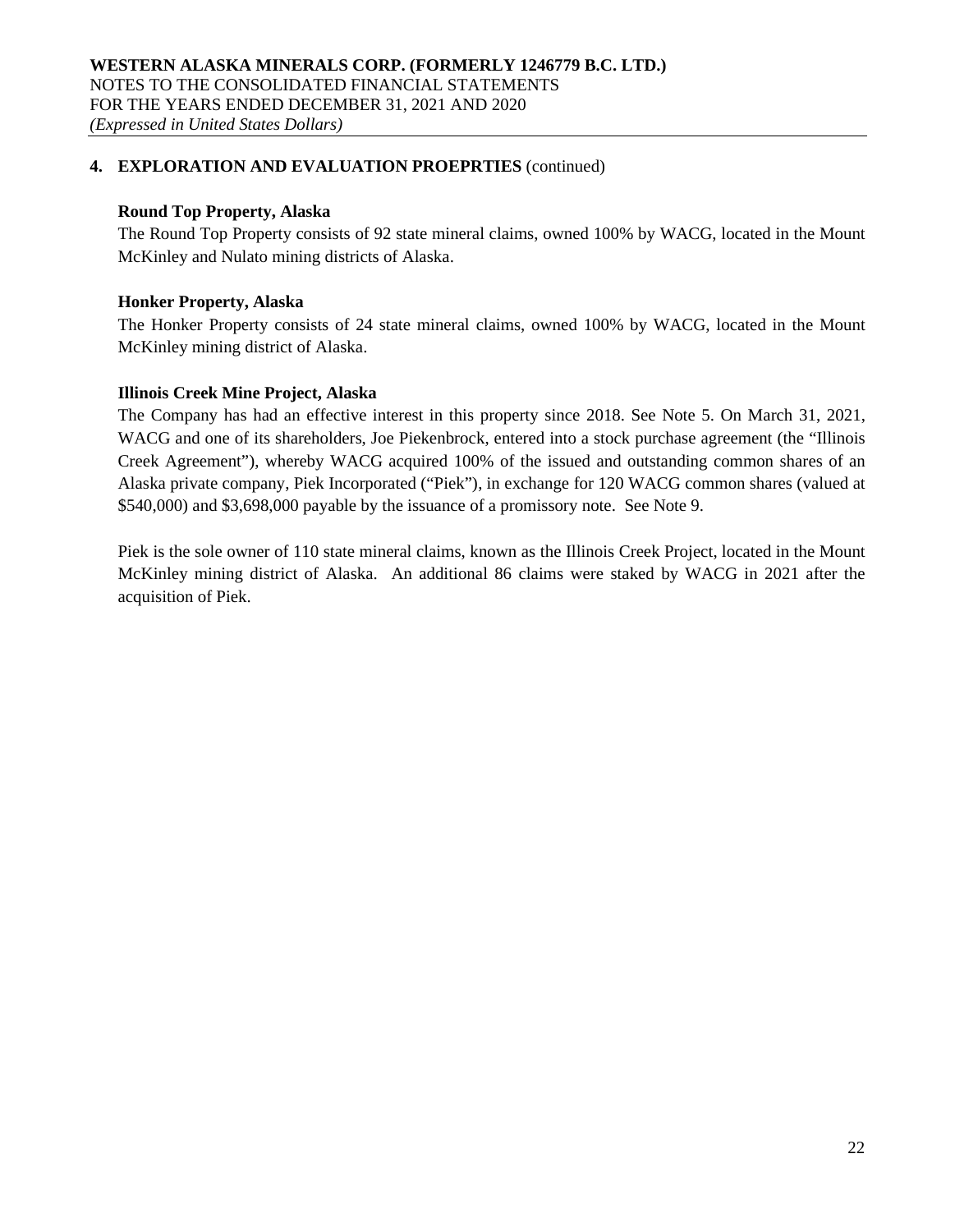## 4. EXPLORATION AND EVALUATION PROEPRTIES (continued)

### Round Top Property, Alaska

The Round Top Property consists of 92 state mineral claims, owned 100% by WACG, located in the Mount McKinley and Nulato mining districts of Alaska.

### Honker Property, Alaska

The Honker Property consists of 24 state mineral claims, owned 100% by WACG, located in the Mount McKinley mining district of Alaska.

### Illinois Creek Mine Project, Alaska

The Company has had an effective interest in this property since 2018. See Note 5. On March 31, 2021, WACG and one of its shareholders, Joe Piekenbrock, entered into a stock purchase agreement (the "Illinois Creek Agreement"), whereby WACG acquired 100% of the issued and outstanding common shares of an Alaska private company, Piek Incorporated ("Piek"), in exchange for 120 WACG common shares (valued at $540,000) and $3,698,000 payable by the issuance of a promissory note. See Note 9.

Piek is the sole owner of 110 state mineral claims, known as the Illinois Creek Project, located in the Mount McKinley mining district of Alaska. An additional 86 claims were staked by WACG in 2021 after the acquisition of Piek.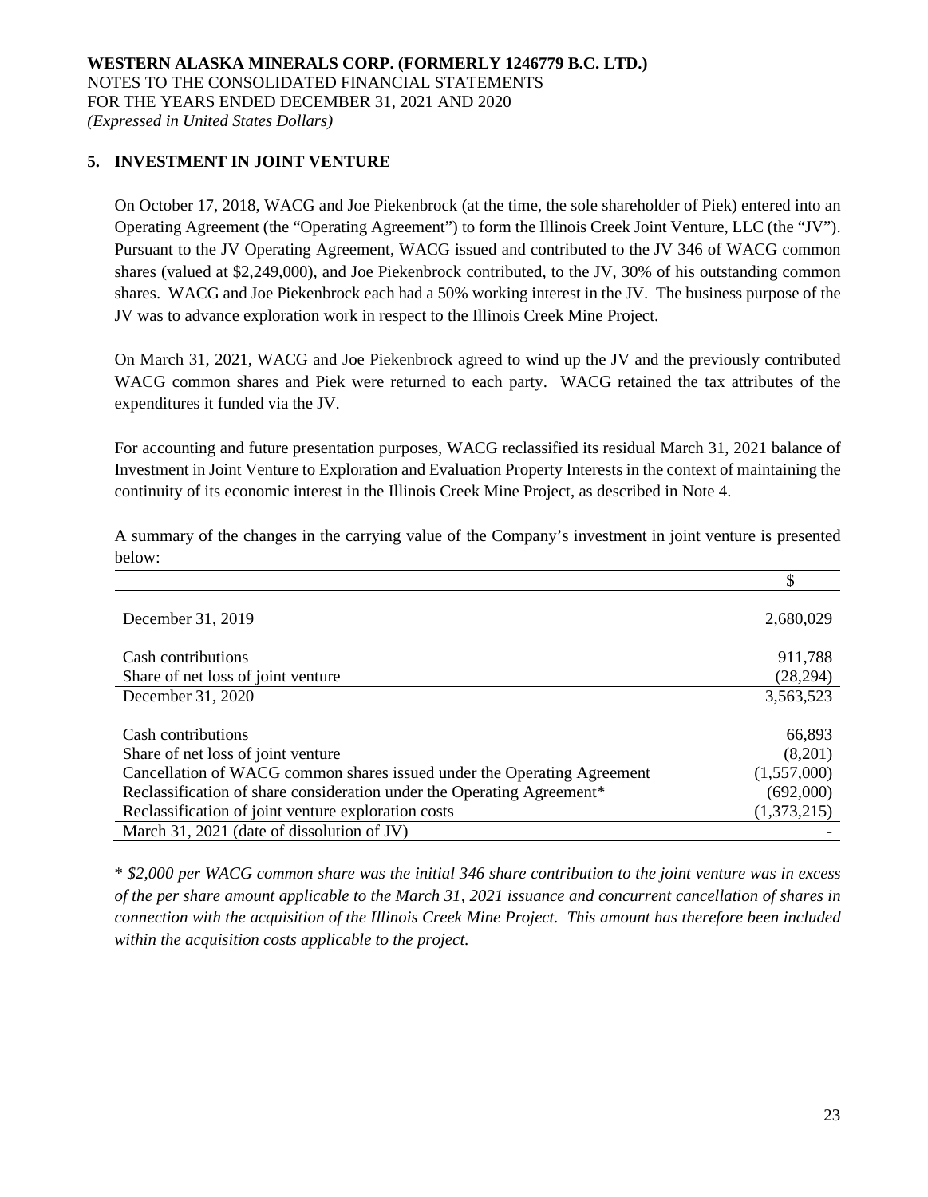## 5. INVESTMENT IN JOINT VENTURE

On October 17, 2018, WACG and Joe Piekenbrock (at the time, the sole shareholder of Piek) entered into an Operating Agreement (the "Operating Agreement") to form the Illinois Creek Joint Venture, LLC (the "JV"). Pursuant to the JV Operating Agreement, WACG issued and contributed to the JV 346 of WACG common shares (valued at $2,249,000), and Joe Piekenbrock contributed, to the JV, 30% of his outstanding common shares. WACG and Joe Piekenbrock each had a 50% working interest in the JV. The business purpose of the JV was to advance exploration work in respect to the Illinois Creek Mine Project.

On March 31, 2021, WACG and Joe Piekenbrock agreed to wind up the JV and the previously contributed WACG common shares and Piek were returned to each party. WACG retained the tax attributes of the expenditures it funded via the JV.

For accounting and future presentation purposes, WACG reclassified its residual March 31, 2021 balance of Investment in Joint Venture to Exploration and Evaluation Property Interests in the context of maintaining the continuity of its economic interest in the Illinois Creek Mine Project, as described in Note 4.

A summary of the changes in the carrying value of the Company's investment in joint venture is presented below:

| | $ |
|---|---|
| December 31, 2019 | 2,680,029 |
| Cash contributions | 911,788 |
| Share of net loss of joint venture | (28,294) |
| December 31, 2020 | 3,563,523 |
| Cash contributions | 66,893 |
| Share of net loss of joint venture | (8,201) |
| Cancellation of WACG common shares issued under the Operating Agreement | (1,557,000) |
| Reclassification of share consideration under the Operating Agreement* | (692,000) |
| Reclassification of joint venture exploration costs | (1,373,215) |
| March 31, 2021 (date of dissolution of JV) | - |

*\* $2,000 per WACG common share was the initial 346 share contribution to the joint venture was in excess of the per share amount applicable to the March 31, 2021 issuance and concurrent cancellation of shares in connection with the acquisition of the Illinois Creek Mine Project. This amount has therefore been included within the acquisition costs applicable to the project.*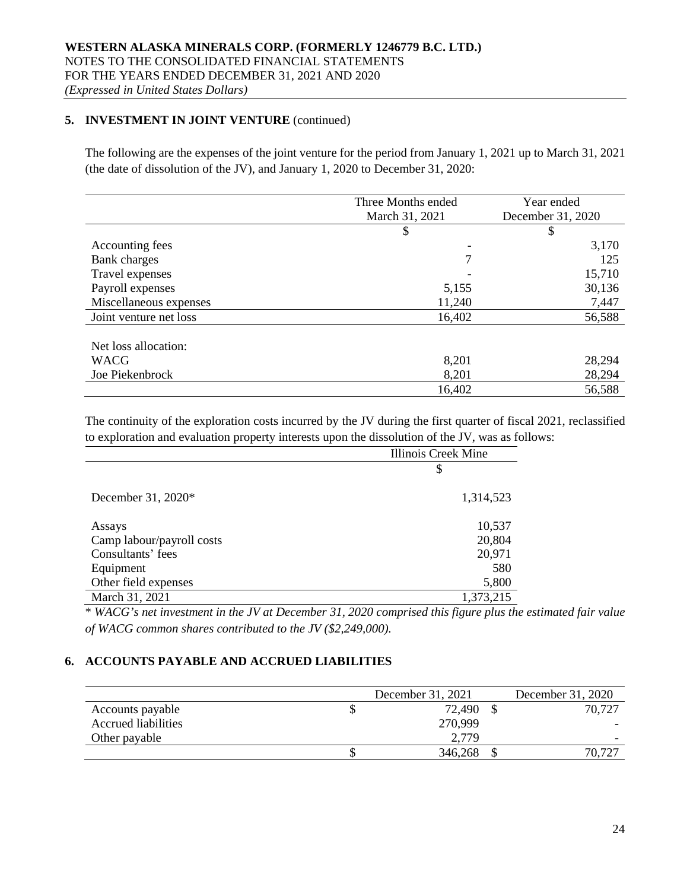## 5. INVESTMENT IN JOINT VENTURE (continued)

The following are the expenses of the joint venture for the period from January 1, 2021 up to March 31, 2021 (the date of dissolution of the JV), and January 1, 2020 to December 31, 2020:

| | Three Months ended March 31, 2021 | Year ended December 31, 2020 |
|---|---|---|
| | $ | $ |
| Accounting fees | - | 3,170 |
| Bank charges | 7 | 125 |
| Travel expenses | - | 15,710 |
| Payroll expenses | 5,155 | 30,136 |
| Miscellaneous expenses | 11,240 | 7,447 |
| Joint venture net loss | 16,402 | 56,588 |
| | | |
| Net loss allocation: | | |
| WACG | 8,201 | 28,294 |
| Joe Piekenbrock | 8,201 | 28,294 |
| | 16,402 | 56,588 |

The continuity of the exploration costs incurred by the JV during the first quarter of fiscal 2021, reclassified to exploration and evaluation property interests upon the dissolution of the JV, was as follows:

| | Illinois Creek Mine |
|---|---|
| | $ |
| December 31, 2020* | 1,314,523 |
| | |
| Assays | 10,537 |
| Camp labour/payroll costs | 20,804 |
| Consultants' fees | 20,971 |
| Equipment | 580 |
| Other field expenses | 5,800 |
| March 31, 2021 | 1,373,215 |

*\* WACG's net investment in the JV at December 31, 2020 comprised this figure plus the estimated fair value of WACG common shares contributed to the JV ($2,249,000).*

## 6. ACCOUNTS PAYABLE AND ACCRUED LIABILITIES

| | December 31, 2021 | December 31, 2020 |
|---|---|---|
| Accounts payable | $ 72,490 | $ 70,727 |
| Accrued liabilities | 270,999 | - |
| Other payable | 2,779 | - |
| | $ 346,268 | $ 70,727 |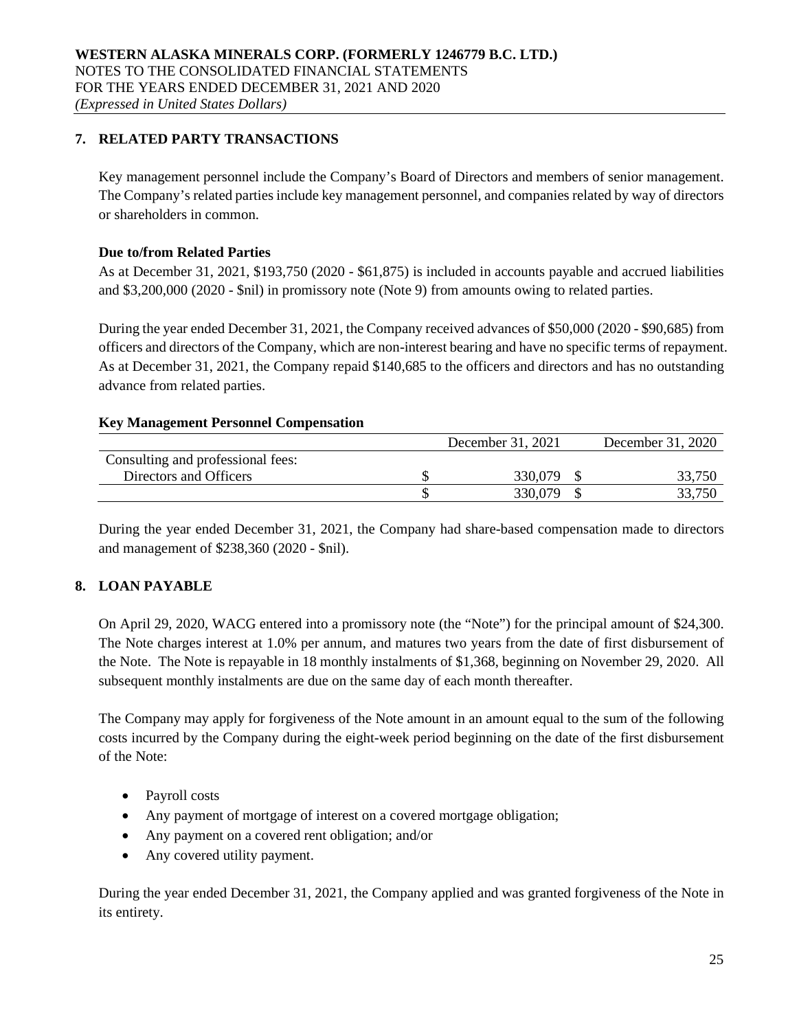WESTERN ALASKA MINERALS CORP. (FORMERLY 1246779 B.C. LTD.)
NOTES TO THE CONSOLIDATED FINANCIAL STATEMENTS
FOR THE YEARS ENDED DECEMBER 31, 2021 AND 2020
*(Expressed in United States Dollars)*

## 7. RELATED PARTY TRANSACTIONS

Key management personnel include the Company's Board of Directors and members of senior management. The Company's related parties include key management personnel, and companies related by way of directors or shareholders in common.

**Due to/from Related Parties**

As at December 31, 2021, $193,750 (2020 - $61,875) is included in accounts payable and accrued liabilities and $3,200,000 (2020 - $nil) in promissory note (Note 9) from amounts owing to related parties.

During the year ended December 31, 2021, the Company received advances of $50,000 (2020 - $90,685) from officers and directors of the Company, which are non-interest bearing and have no specific terms of repayment. As at December 31, 2021, the Company repaid $140,685 to the officers and directors and has no outstanding advance from related parties.

**Key Management Personnel Compensation**

| | December 31, 2021 | December 31, 2020 |
|---|---|---|
| Consulting and professional fees: | | |
| Directors and Officers | $ 330,079 | $ 33,750 |
| | $ 330,079 | $ 33,750 |

During the year ended December 31, 2021, the Company had share-based compensation made to directors and management of $238,360 (2020 - $nil).

## 8. LOAN PAYABLE

On April 29, 2020, WACG entered into a promissory note (the "Note") for the principal amount of $24,300. The Note charges interest at 1.0% per annum, and matures two years from the date of first disbursement of the Note. The Note is repayable in 18 monthly instalments of $1,368, beginning on November 29, 2020. All subsequent monthly instalments are due on the same day of each month thereafter.

The Company may apply for forgiveness of the Note amount in an amount equal to the sum of the following costs incurred by the Company during the eight-week period beginning on the date of the first disbursement of the Note:

- Payroll costs
- Any payment of mortgage of interest on a covered mortgage obligation;
- Any payment on a covered rent obligation; and/or
- Any covered utility payment.

During the year ended December 31, 2021, the Company applied and was granted forgiveness of the Note in its entirety.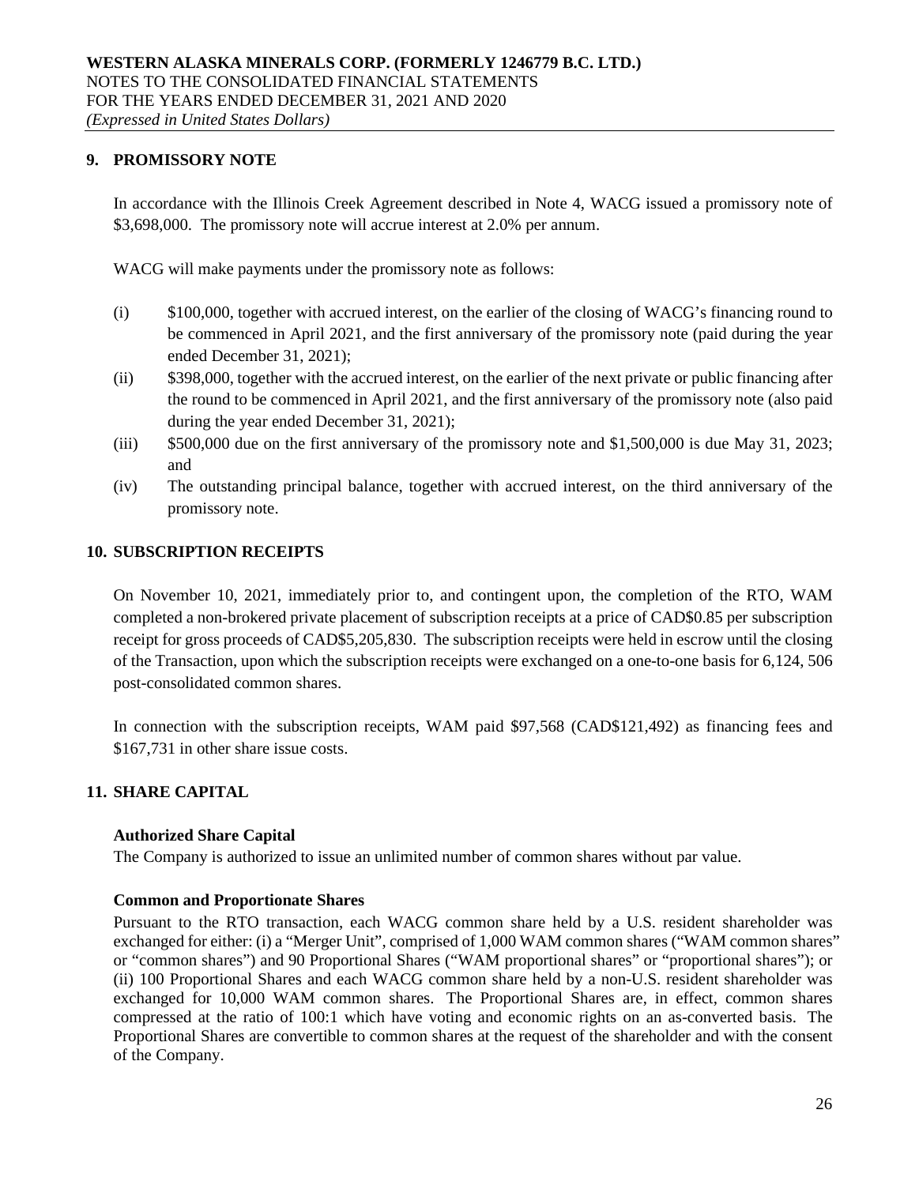## 9. PROMISSORY NOTE

In accordance with the Illinois Creek Agreement described in Note 4, WACG issued a promissory note of \$3,698,000. The promissory note will accrue interest at 2.0% per annum.

WACG will make payments under the promissory note as follows:

(i) \$100,000, together with accrued interest, on the earlier of the closing of WACG's financing round to be commenced in April 2021, and the first anniversary of the promissory note (paid during the year ended December 31, 2021);

(ii) \$398,000, together with the accrued interest, on the earlier of the next private or public financing after the round to be commenced in April 2021, and the first anniversary of the promissory note (also paid during the year ended December 31, 2021);

(iii) \$500,000 due on the first anniversary of the promissory note and \$1,500,000 is due May 31, 2023; and

(iv) The outstanding principal balance, together with accrued interest, on the third anniversary of the promissory note.

## 10. SUBSCRIPTION RECEIPTS

On November 10, 2021, immediately prior to, and contingent upon, the completion of the RTO, WAM completed a non-brokered private placement of subscription receipts at a price of CAD\$0.85 per subscription receipt for gross proceeds of CAD\$5,205,830. The subscription receipts were held in escrow until the closing of the Transaction, upon which the subscription receipts were exchanged on a one-to-one basis for 6,124, 506 post-consolidated common shares.

In connection with the subscription receipts, WAM paid \$97,568 (CAD\$121,492) as financing fees and \$167,731 in other share issue costs.

## 11. SHARE CAPITAL

### Authorized Share Capital

The Company is authorized to issue an unlimited number of common shares without par value.

### Common and Proportionate Shares

Pursuant to the RTO transaction, each WACG common share held by a U.S. resident shareholder was exchanged for either: (i) a "Merger Unit", comprised of 1,000 WAM common shares ("WAM common shares" or "common shares") and 90 Proportional Shares ("WAM proportional shares" or "proportional shares"); or (ii) 100 Proportional Shares and each WACG common share held by a non-U.S. resident shareholder was exchanged for 10,000 WAM common shares. The Proportional Shares are, in effect, common shares compressed at the ratio of 100:1 which have voting and economic rights on an as-converted basis. The Proportional Shares are convertible to common shares at the request of the shareholder and with the consent of the Company.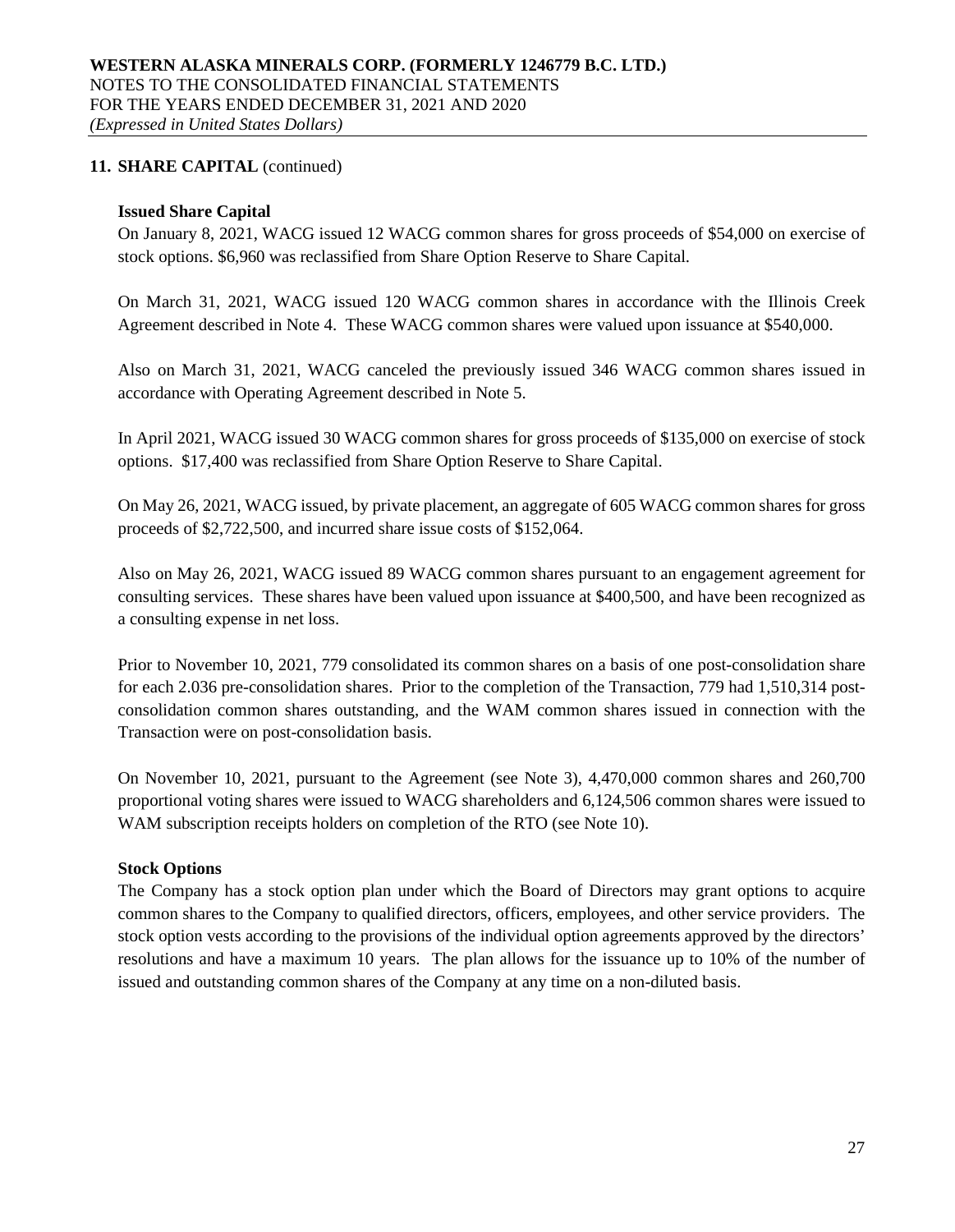## 11. SHARE CAPITAL (continued)

### Issued Share Capital

On January 8, 2021, WACG issued 12 WACG common shares for gross proceeds of $54,000 on exercise of stock options. $6,960 was reclassified from Share Option Reserve to Share Capital.

On March 31, 2021, WACG issued 120 WACG common shares in accordance with the Illinois Creek Agreement described in Note 4. These WACG common shares were valued upon issuance at $540,000.

Also on March 31, 2021, WACG canceled the previously issued 346 WACG common shares issued in accordance with Operating Agreement described in Note 5.

In April 2021, WACG issued 30 WACG common shares for gross proceeds of $135,000 on exercise of stock options. $17,400 was reclassified from Share Option Reserve to Share Capital.

On May 26, 2021, WACG issued, by private placement, an aggregate of 605 WACG common shares for gross proceeds of $2,722,500, and incurred share issue costs of $152,064.

Also on May 26, 2021, WACG issued 89 WACG common shares pursuant to an engagement agreement for consulting services. These shares have been valued upon issuance at $400,500, and have been recognized as a consulting expense in net loss.

Prior to November 10, 2021, 779 consolidated its common shares on a basis of one post-consolidation share for each 2.036 pre-consolidation shares. Prior to the completion of the Transaction, 779 had 1,510,314 post-consolidation common shares outstanding, and the WAM common shares issued in connection with the Transaction were on post-consolidation basis.

On November 10, 2021, pursuant to the Agreement (see Note 3), 4,470,000 common shares and 260,700 proportional voting shares were issued to WACG shareholders and 6,124,506 common shares were issued to WAM subscription receipts holders on completion of the RTO (see Note 10).

### Stock Options

The Company has a stock option plan under which the Board of Directors may grant options to acquire common shares to the Company to qualified directors, officers, employees, and other service providers. The stock option vests according to the provisions of the individual option agreements approved by the directors' resolutions and have a maximum 10 years. The plan allows for the issuance up to 10% of the number of issued and outstanding common shares of the Company at any time on a non-diluted basis.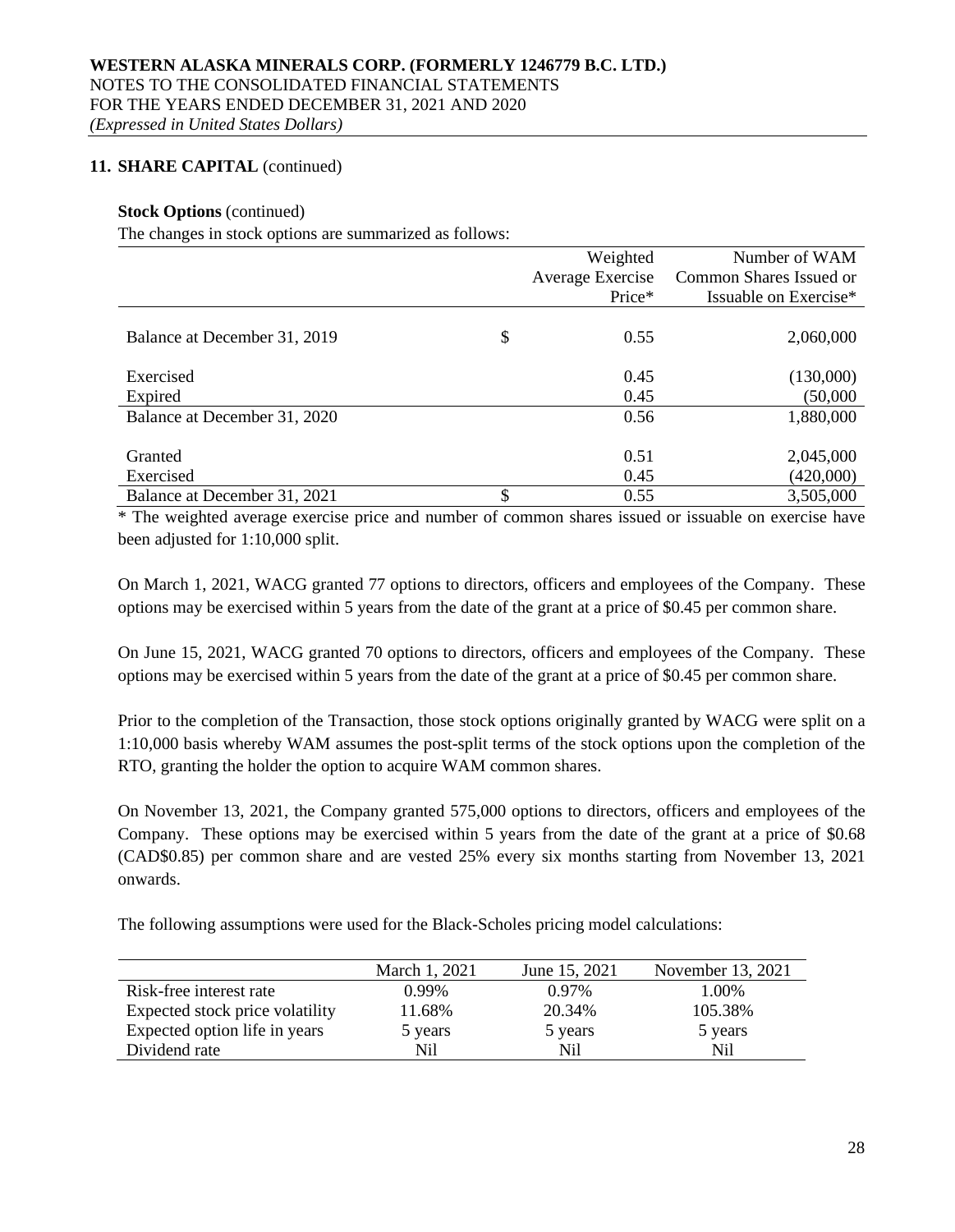## 11. SHARE CAPITAL (continued)

**Stock Options** (continued)

The changes in stock options are summarized as follows:

| | Weighted Average Exercise Price* | Number of WAM Common Shares Issued or Issuable on Exercise* |
|---|---|---|
| Balance at December 31, 2019 | $ 0.55 | 2,060,000 |
| Exercised | 0.45 | (130,000) |
| Expired | 0.45 | (50,000 |
| Balance at December 31, 2020 | 0.56 | 1,880,000 |
| Granted | 0.51 | 2,045,000 |
| Exercised | 0.45 | (420,000) |
| Balance at December 31, 2021 | $ 0.55 | 3,505,000 |

\* The weighted average exercise price and number of common shares issued or issuable on exercise have been adjusted for 1:10,000 split.

On March 1, 2021, WACG granted 77 options to directors, officers and employees of the Company. These options may be exercised within 5 years from the date of the grant at a price of $0.45 per common share.

On June 15, 2021, WACG granted 70 options to directors, officers and employees of the Company. These options may be exercised within 5 years from the date of the grant at a price of $0.45 per common share.

Prior to the completion of the Transaction, those stock options originally granted by WACG were split on a 1:10,000 basis whereby WAM assumes the post-split terms of the stock options upon the completion of the RTO, granting the holder the option to acquire WAM common shares.

On November 13, 2021, the Company granted 575,000 options to directors, officers and employees of the Company. These options may be exercised within 5 years from the date of the grant at a price of $0.68 (CAD$0.85) per common share and are vested 25% every six months starting from November 13, 2021 onwards.

The following assumptions were used for the Black-Scholes pricing model calculations:

| | March 1, 2021 | June 15, 2021 | November 13, 2021 |
|---|---|---|---|
| Risk-free interest rate | 0.99% | 0.97% | 1.00% |
| Expected stock price volatility | 11.68% | 20.34% | 105.38% |
| Expected option life in years | 5 years | 5 years | 5 years |
| Dividend rate | Nil | Nil | Nil |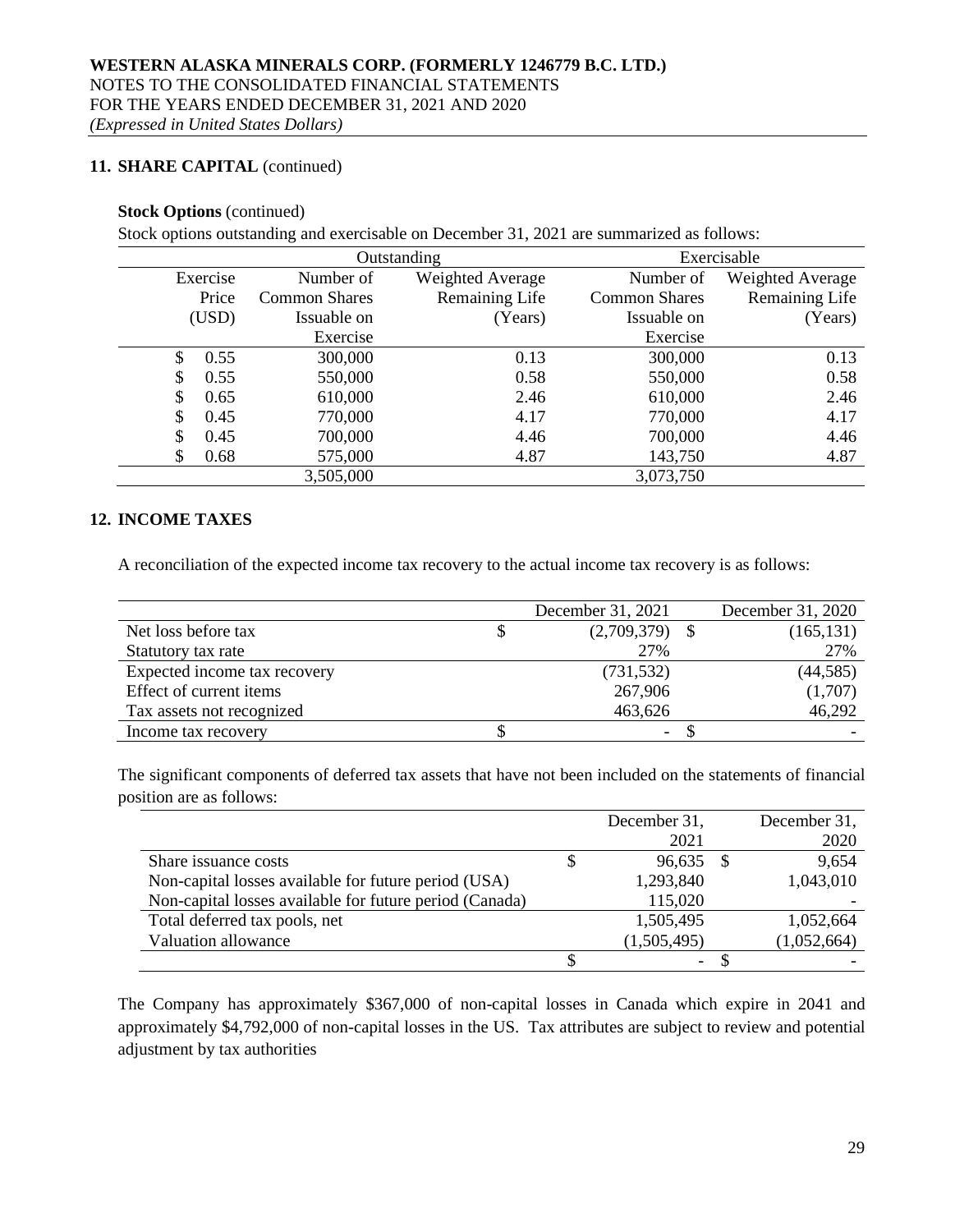## 11. SHARE CAPITAL (continued)

**Stock Options** (continued)

Stock options outstanding and exercisable on December 31, 2021 are summarized as follows:

| | Outstanding | | Exercisable | |
|---|---|---|---|---|
| Exercise Price (USD) | Number of Common Shares Issuable on Exercise | Weighted Average Remaining Life (Years) | Number of Common Shares Issuable on Exercise | Weighted Average Remaining Life (Years) |
| $ 0.55 | 300,000 | 0.13 | 300,000 | 0.13 |
| $ 0.55 | 550,000 | 0.58 | 550,000 | 0.58 |
| $ 0.65 | 610,000 | 2.46 | 610,000 | 2.46 |
| $ 0.45 | 770,000 | 4.17 | 770,000 | 4.17 |
| $ 0.45 | 700,000 | 4.46 | 700,000 | 4.46 |
| $ 0.68 | 575,000 | 4.87 | 143,750 | 4.87 |
| | 3,505,000 | | 3,073,750 | |

## 12. INCOME TAXES

A reconciliation of the expected income tax recovery to the actual income tax recovery is as follows:

| | December 31, 2021 | December 31, 2020 |
|---|---|---|
| Net loss before tax | $ (2,709,379) | $ (165,131) |
| Statutory tax rate | 27% | 27% |
| Expected income tax recovery | (731,532) | (44,585) |
| Effect of current items | 267,906 | (1,707) |
| Tax assets not recognized | 463,626 | 46,292 |
| Income tax recovery | $ - | $ - |

The significant components of deferred tax assets that have not been included on the statements of financial position are as follows:

| | December 31, 2021 | December 31, 2020 |
|---|---|---|
| Share issuance costs | $ 96,635 | $ 9,654 |
| Non-capital losses available for future period (USA) | 1,293,840 | 1,043,010 |
| Non-capital losses available for future period (Canada) | 115,020 | - |
| Total deferred tax pools, net | 1,505,495 | 1,052,664 |
| Valuation allowance | (1,505,495) | (1,052,664) |
| | $ - | $ - |

The Company has approximately $367,000 of non-capital losses in Canada which expire in 2041 and approximately $4,792,000 of non-capital losses in the US. Tax attributes are subject to review and potential adjustment by tax authorities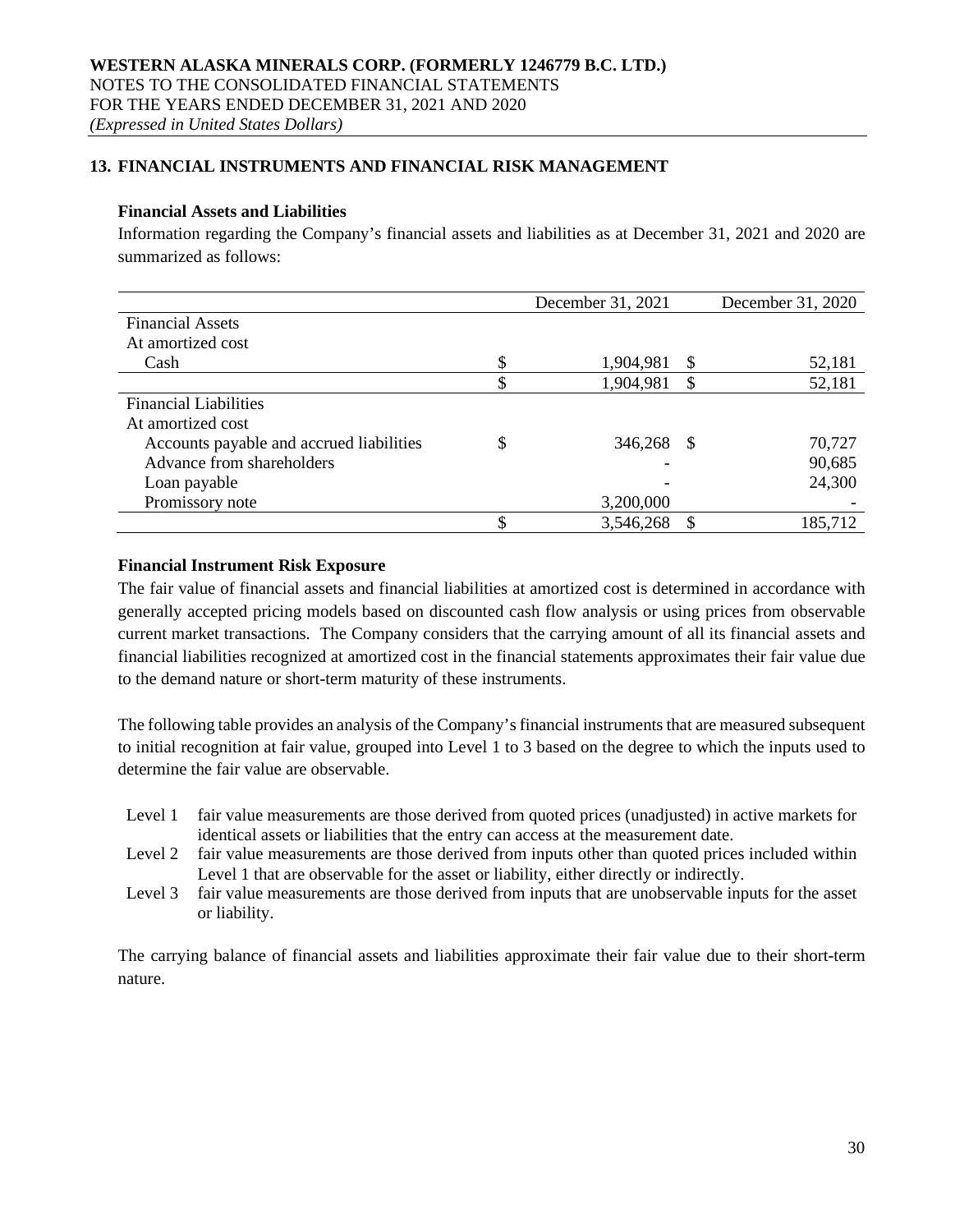## 13. FINANCIAL INSTRUMENTS AND FINANCIAL RISK MANAGEMENT

### Financial Assets and Liabilities

Information regarding the Company's financial assets and liabilities as at December 31, 2021 and 2020 are summarized as follows:

| | December 31, 2021 | December 31, 2020 |
|---|---|---|
| Financial Assets | | |
| At amortized cost | | |
| Cash | $ 1,904,981 | $ 52,181 |
| | $ 1,904,981 | $ 52,181 |
| Financial Liabilities | | |
| At amortized cost | | |
| Accounts payable and accrued liabilities | $ 346,268 | $ 70,727 |
| Advance from shareholders | - | 90,685 |
| Loan payable | - | 24,300 |
| Promissory note | 3,200,000 | - |
| | $ 3,546,268 | $ 185,712 |

### Financial Instrument Risk Exposure

The fair value of financial assets and financial liabilities at amortized cost is determined in accordance with generally accepted pricing models based on discounted cash flow analysis or using prices from observable current market transactions. The Company considers that the carrying amount of all its financial assets and financial liabilities recognized at amortized cost in the financial statements approximates their fair value due to the demand nature or short-term maturity of these instruments.

The following table provides an analysis of the Company's financial instruments that are measured subsequent to initial recognition at fair value, grouped into Level 1 to 3 based on the degree to which the inputs used to determine the fair value are observable.

- Level 1 fair value measurements are those derived from quoted prices (unadjusted) in active markets for identical assets or liabilities that the entry can access at the measurement date.
- Level 2 fair value measurements are those derived from inputs other than quoted prices included within Level 1 that are observable for the asset or liability, either directly or indirectly.
- Level 3 fair value measurements are those derived from inputs that are unobservable inputs for the asset or liability.

The carrying balance of financial assets and liabilities approximate their fair value due to their short-term nature.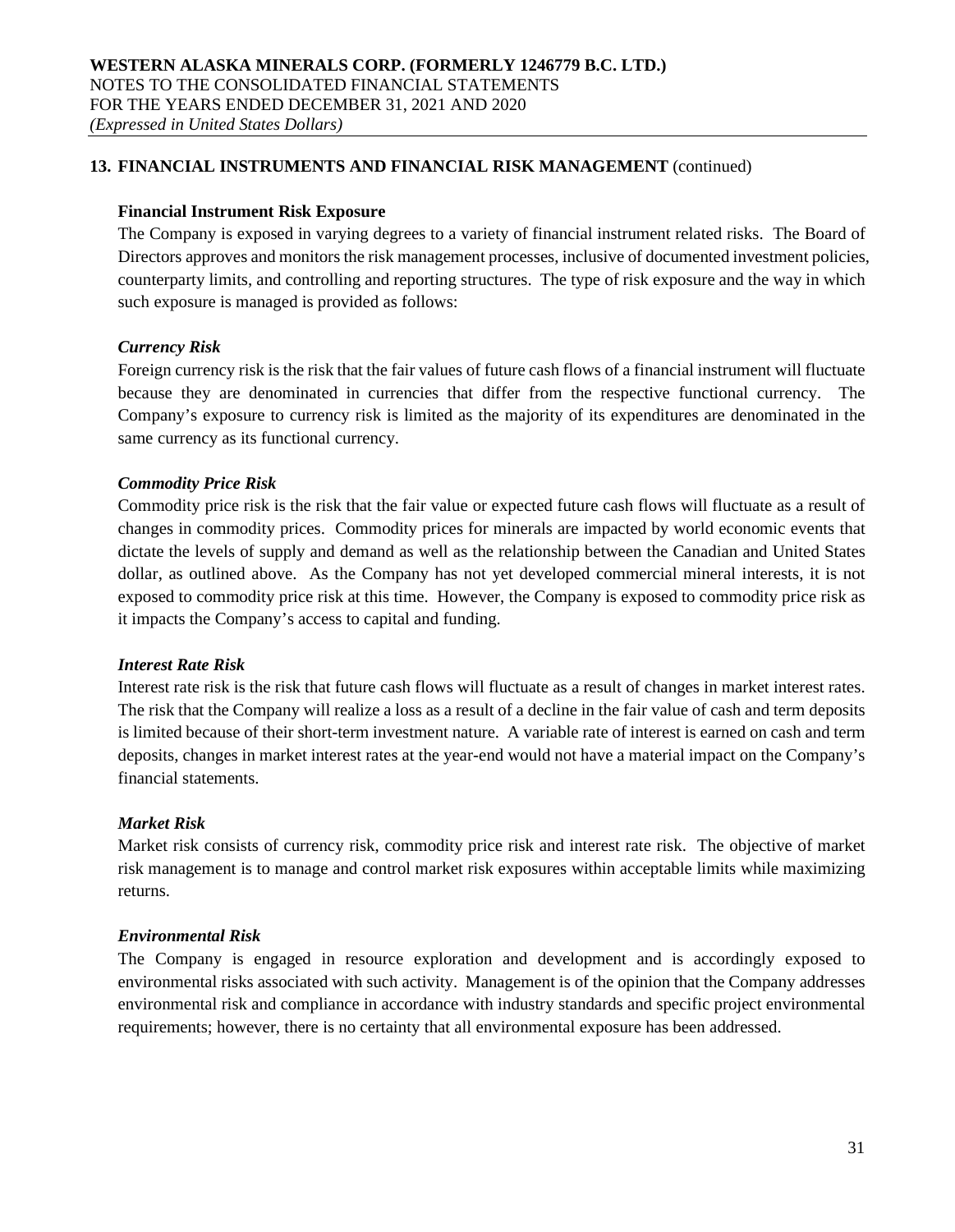## 13. FINANCIAL INSTRUMENTS AND FINANCIAL RISK MANAGEMENT (continued)

### Financial Instrument Risk Exposure

The Company is exposed in varying degrees to a variety of financial instrument related risks. The Board of Directors approves and monitors the risk management processes, inclusive of documented investment policies, counterparty limits, and controlling and reporting structures. The type of risk exposure and the way in which such exposure is managed is provided as follows:

#### *Currency Risk*

Foreign currency risk is the risk that the fair values of future cash flows of a financial instrument will fluctuate because they are denominated in currencies that differ from the respective functional currency. The Company's exposure to currency risk is limited as the majority of its expenditures are denominated in the same currency as its functional currency.

#### *Commodity Price Risk*

Commodity price risk is the risk that the fair value or expected future cash flows will fluctuate as a result of changes in commodity prices. Commodity prices for minerals are impacted by world economic events that dictate the levels of supply and demand as well as the relationship between the Canadian and United States dollar, as outlined above. As the Company has not yet developed commercial mineral interests, it is not exposed to commodity price risk at this time. However, the Company is exposed to commodity price risk as it impacts the Company's access to capital and funding.

#### *Interest Rate Risk*

Interest rate risk is the risk that future cash flows will fluctuate as a result of changes in market interest rates. The risk that the Company will realize a loss as a result of a decline in the fair value of cash and term deposits is limited because of their short-term investment nature. A variable rate of interest is earned on cash and term deposits, changes in market interest rates at the year-end would not have a material impact on the Company's financial statements.

#### *Market Risk*

Market risk consists of currency risk, commodity price risk and interest rate risk. The objective of market risk management is to manage and control market risk exposures within acceptable limits while maximizing returns.

#### *Environmental Risk*

The Company is engaged in resource exploration and development and is accordingly exposed to environmental risks associated with such activity. Management is of the opinion that the Company addresses environmental risk and compliance in accordance with industry standards and specific project environmental requirements; however, there is no certainty that all environmental exposure has been addressed.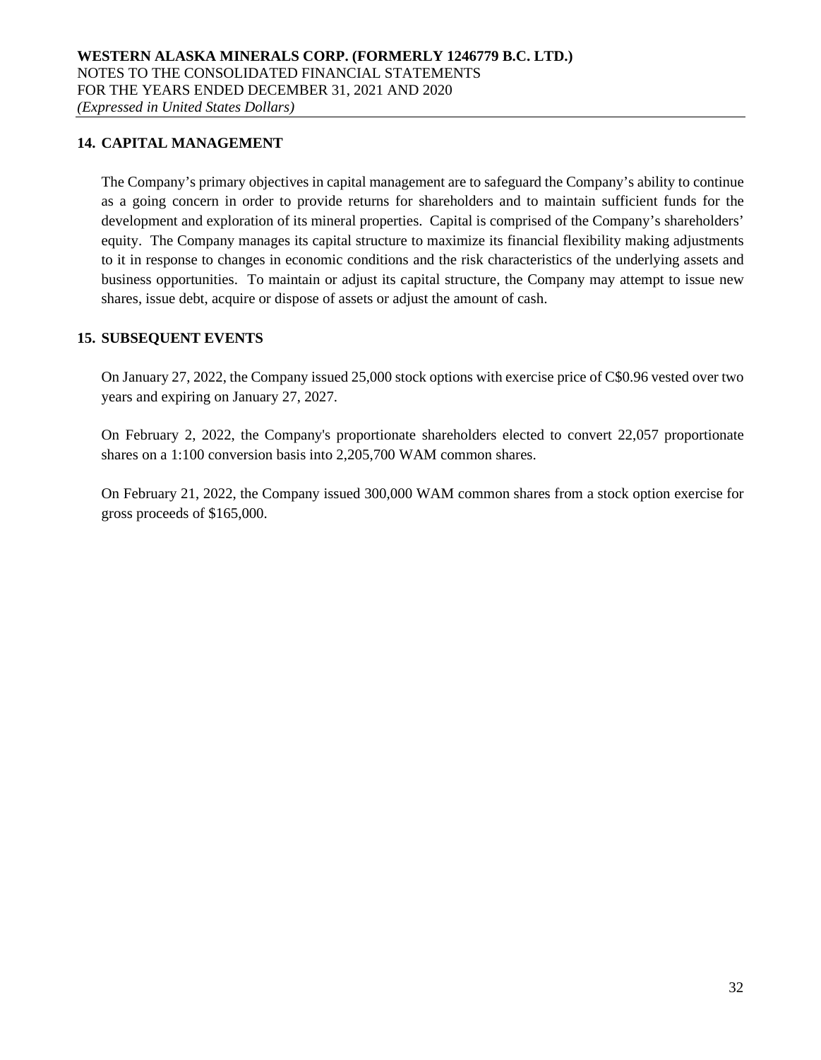## 14. CAPITAL MANAGEMENT

The Company's primary objectives in capital management are to safeguard the Company's ability to continue as a going concern in order to provide returns for shareholders and to maintain sufficient funds for the development and exploration of its mineral properties. Capital is comprised of the Company's shareholders' equity. The Company manages its capital structure to maximize its financial flexibility making adjustments to it in response to changes in economic conditions and the risk characteristics of the underlying assets and business opportunities. To maintain or adjust its capital structure, the Company may attempt to issue new shares, issue debt, acquire or dispose of assets or adjust the amount of cash.

## 15. SUBSEQUENT EVENTS

On January 27, 2022, the Company issued 25,000 stock options with exercise price of C$0.96 vested over two years and expiring on January 27, 2027.

On February 2, 2022, the Company's proportionate shareholders elected to convert 22,057 proportionate shares on a 1:100 conversion basis into 2,205,700 WAM common shares.

On February 21, 2022, the Company issued 300,000 WAM common shares from a stock option exercise for gross proceeds of $165,000.